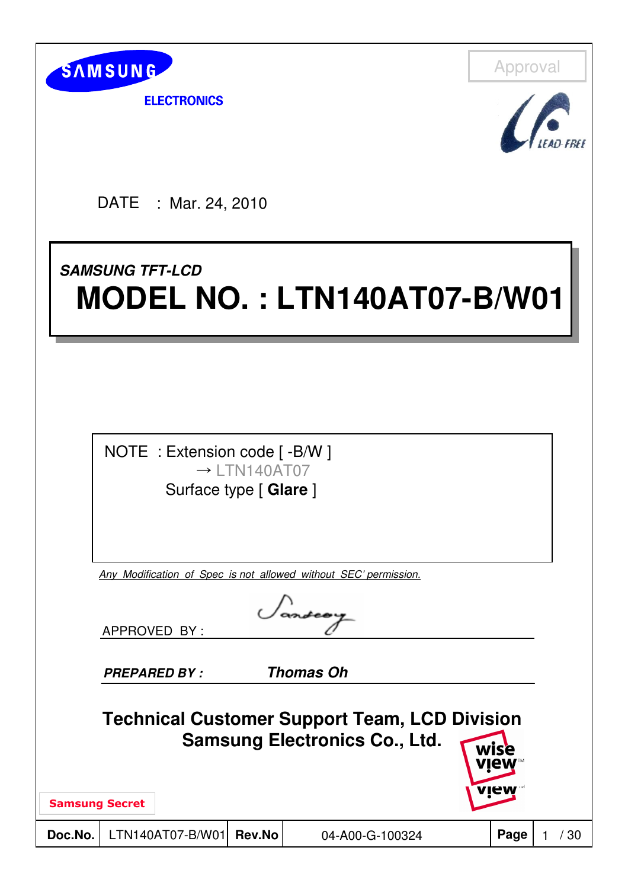SAMSUNG ELECTRONICS

Approval

DATE : Mar. 24, 2010

***SAMSUNG TFT-LCD***

# MODEL NO. : LTN140AT07-B/W01

NOTE : Extension code [ -B/W ]
→ LTN140AT07
Surface type [ **Glare** ]

*Any Modification of Spec is not allowed without SEC' permission.*

APPROVED BY :

***PREPARED BY :*** ***Thomas Oh***

**Technical Customer Support Team, LCD Division**
**Samsung Electronics Co., Ltd.**

Samsung Secret

| Doc.No. | LTN140AT07-B/W01 | Rev.No | 04-A00-G-100324 | Page | 1 / 30 |
|---|---|---|---|---|---|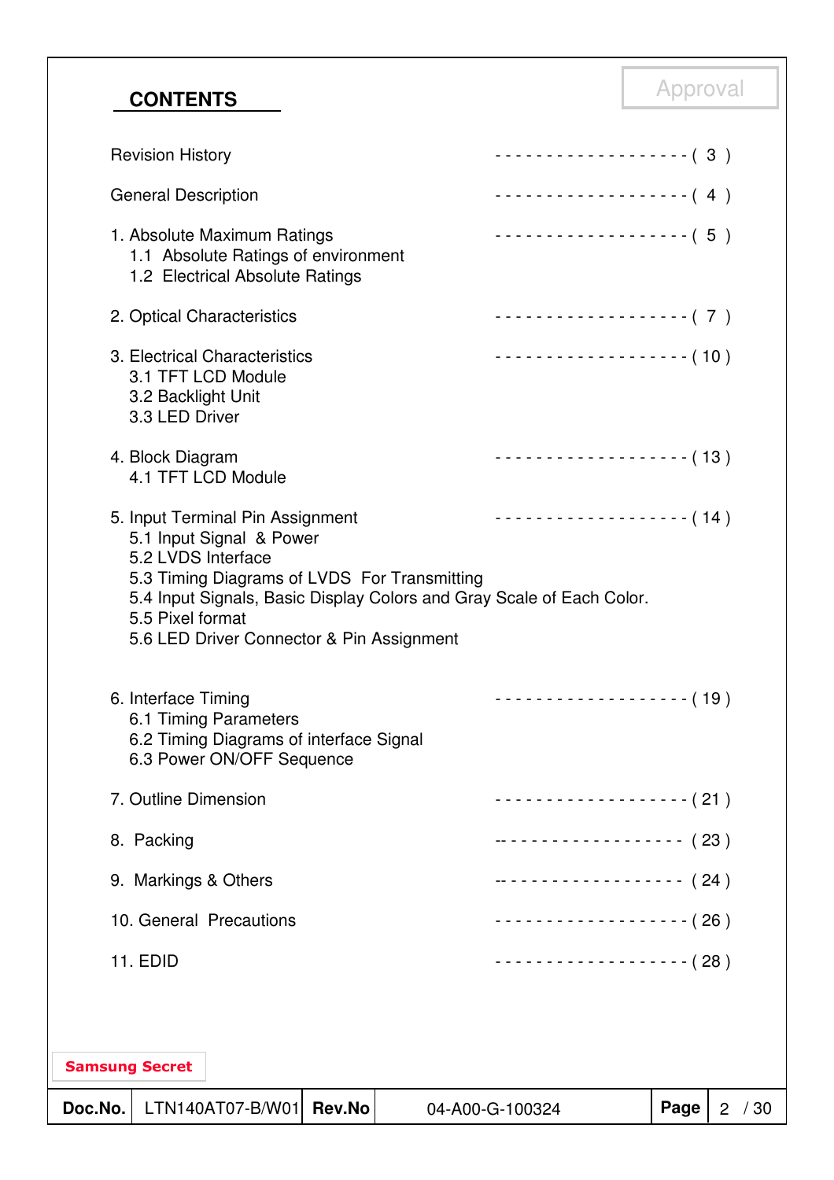## CONTENTS

Approval

Revision History ------------------- ( 3 )

General Description ------------------- ( 4 )

1. Absolute Maximum Ratings ------------------- ( 5 )
   - 1.1 Absolute Ratings of environment
   - 1.2 Electrical Absolute Ratings

2. Optical Characteristics ------------------- ( 7 )

3. Electrical Characteristics ------------------- ( 10 )
   - 3.1 TFT LCD Module
   - 3.2 Backlight Unit
   - 3.3 LED Driver

4. Block Diagram ------------------- ( 13 )
   - 4.1 TFT LCD Module

5. Input Terminal Pin Assignment ------------------- ( 14 )
   - 5.1 Input Signal & Power
   - 5.2 LVDS Interface
   - 5.3 Timing Diagrams of LVDS For Transmitting
   - 5.4 Input Signals, Basic Display Colors and Gray Scale of Each Color.
   - 5.5 Pixel format
   - 5.6 LED Driver Connector & Pin Assignment

6. Interface Timing ------------------- ( 19 )
   - 6.1 Timing Parameters
   - 6.2 Timing Diagrams of interface Signal
   - 6.3 Power ON/OFF Sequence

7. Outline Dimension ------------------- ( 21 )

8. Packing ------------------- ( 23 )

9. Markings & Others ------------------- ( 24 )

10. General Precautions ------------------- ( 26 )

11. EDID ------------------- ( 28 )

Samsung Secret

| Doc.No. | LTN140AT07-B/W01 | Rev.No | 04-A00-G-100324 | Page | 2 / 30 |
|---|---|---|---|---|---|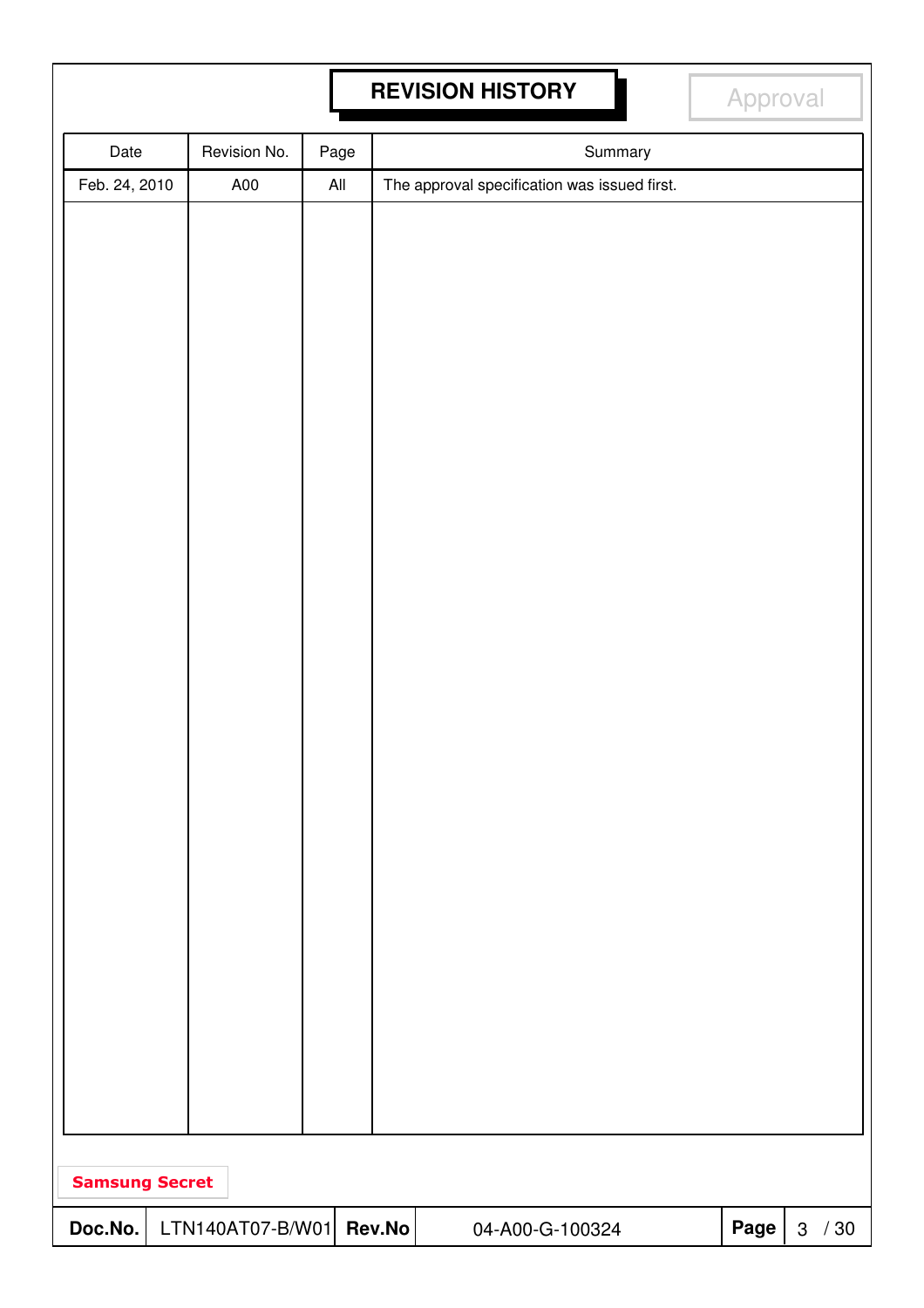# REVISION HISTORY

Approval

| Date | Revision No. | Page | Summary |
|---|---|---|---|
| Feb. 24, 2010 | A00 | All | The approval specification was issued first. |

Samsung Secret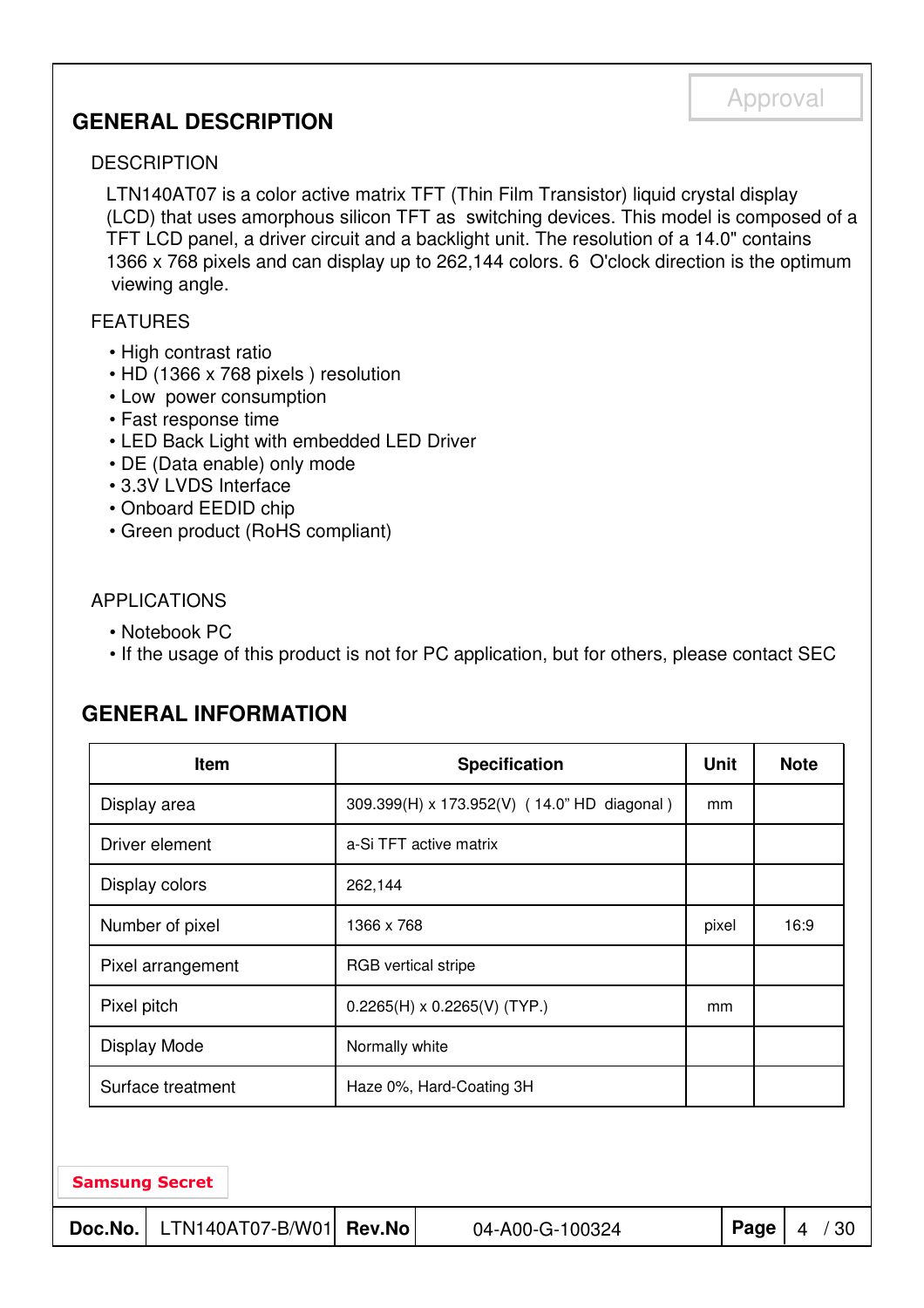# GENERAL DESCRIPTION

## DESCRIPTION

LTN140AT07 is a color active matrix TFT (Thin Film Transistor) liquid crystal display (LCD) that uses amorphous silicon TFT as switching devices. This model is composed of a TFT LCD panel, a driver circuit and a backlight unit. The resolution of a 14.0" contains 1366 x 768 pixels and can display up to 262,144 colors. 6 O'clock direction is the optimum viewing angle.

## FEATURES

- High contrast ratio
- HD (1366 x 768 pixels ) resolution
- Low power consumption
- Fast response time
- LED Back Light with embedded LED Driver
- DE (Data enable) only mode
- 3.3V LVDS Interface
- Onboard EEDID chip
- Green product (RoHS compliant)

## APPLICATIONS

- Notebook PC
- If the usage of this product is not for PC application, but for others, please contact SEC

# GENERAL INFORMATION

| Item | Specification | Unit | Note |
|---|---|---|---|
| Display area | 309.399(H) x 173.952(V) ( 14.0" HD diagonal ) | mm | |
| Driver element | a-Si TFT active matrix | | |
| Display colors | 262,144 | | |
| Number of pixel | 1366 x 768 | pixel | 16:9 |
| Pixel arrangement | RGB vertical stripe | | |
| Pixel pitch | 0.2265(H) x 0.2265(V) (TYP.) | mm | |
| Display Mode | Normally white | | |
| Surface treatment | Haze 0%, Hard-Coating 3H | | |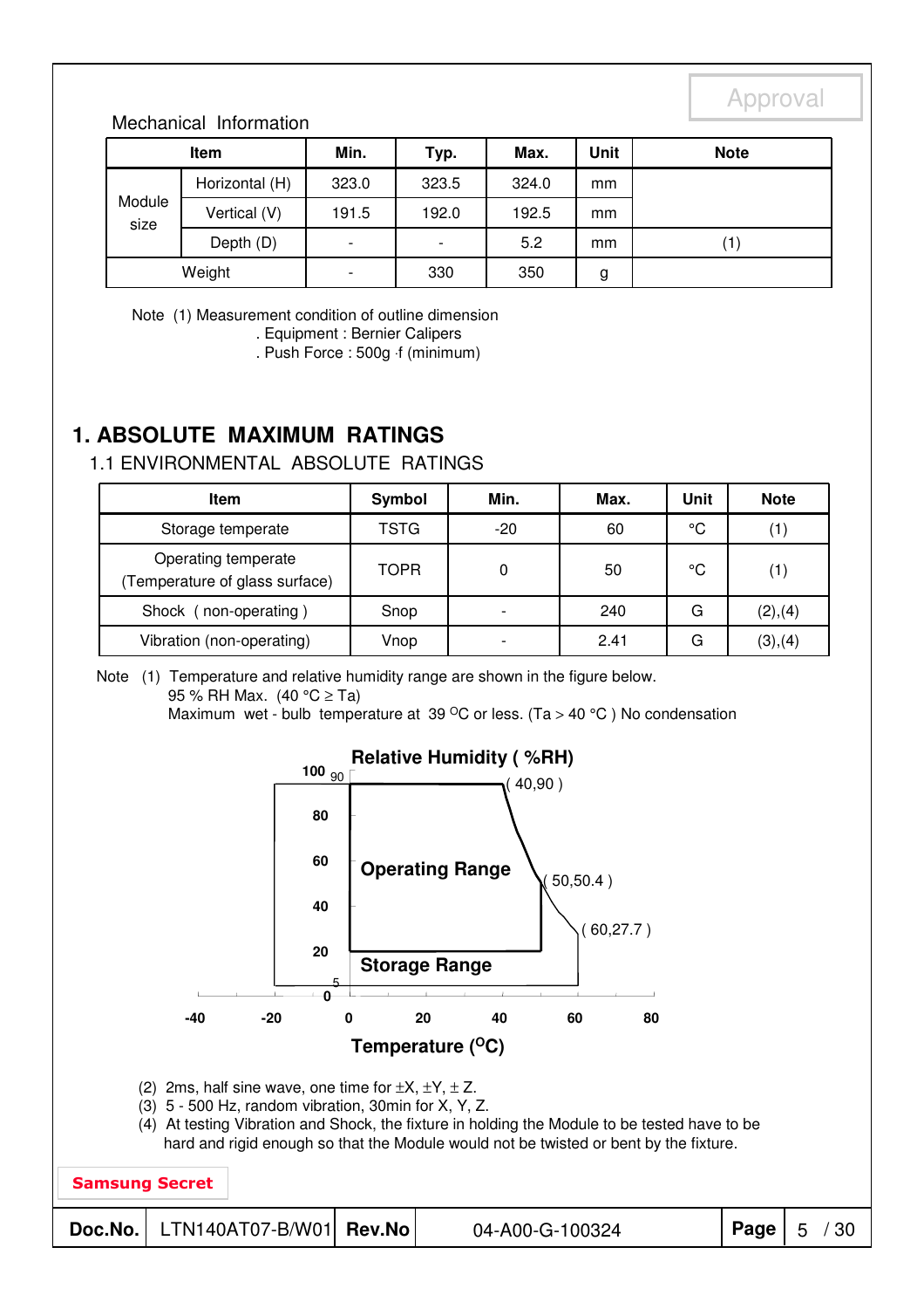Approval

Mechanical Information

| Item | | Min. | Typ. | Max. | Unit | Note |
|---|---|---|---|---|---|---|
| Module size | Horizontal (H) | 323.0 | 323.5 | 324.0 | mm | |
| | Vertical (V) | 191.5 | 192.0 | 192.5 | mm | |
| | Depth (D) | - | - | 5.2 | mm | (1) |
| Weight | | - | 330 | 350 | g | |

Note (1) Measurement condition of outline dimension
. Equipment : Bernier Calipers
. Push Force : 500g ·f (minimum)

# 1. ABSOLUTE MAXIMUM RATINGS

## 1.1 ENVIRONMENTAL ABSOLUTE RATINGS

| Item | Symbol | Min. | Max. | Unit | Note |
|---|---|---|---|---|---|
| Storage temperate | TSTG | -20 | 60 | °C | (1) |
| Operating temperate (Temperature of glass surface) | TOPR | 0 | 50 | °C | (1) |
| Shock ( non-operating ) | Snop | - | 240 | G | (2),(4) |
| Vibration (non-operating) | Vnop | - | 2.41 | G | (3),(4) |

Note (1) Temperature and relative humidity range are shown in the figure below.
95 % RH Max. (40 °C ≥ Ta)
Maximum wet - bulb temperature at 39 °C or less. (Ta > 40 °C ) No condensation

Relative Humidity ( %RH)

( 40,90 )

Operating Range

( 50,50.4 )

( 60,27.7 )

Storage Range

Temperature (°C)

(2) 2ms, half sine wave, one time for ±X, ±Y, ± Z.
(3) 5 - 500 Hz, random vibration, 30min for X, Y, Z.
(4) At testing Vibration and Shock, the fixture in holding the Module to be tested have to be hard and rigid enough so that the Module would not be twisted or bent by the fixture.

Samsung Secret

| Doc.No. | LTN140AT07-B/W01 | Rev.No | 04-A00-G-100324 |
|---|---|---|---|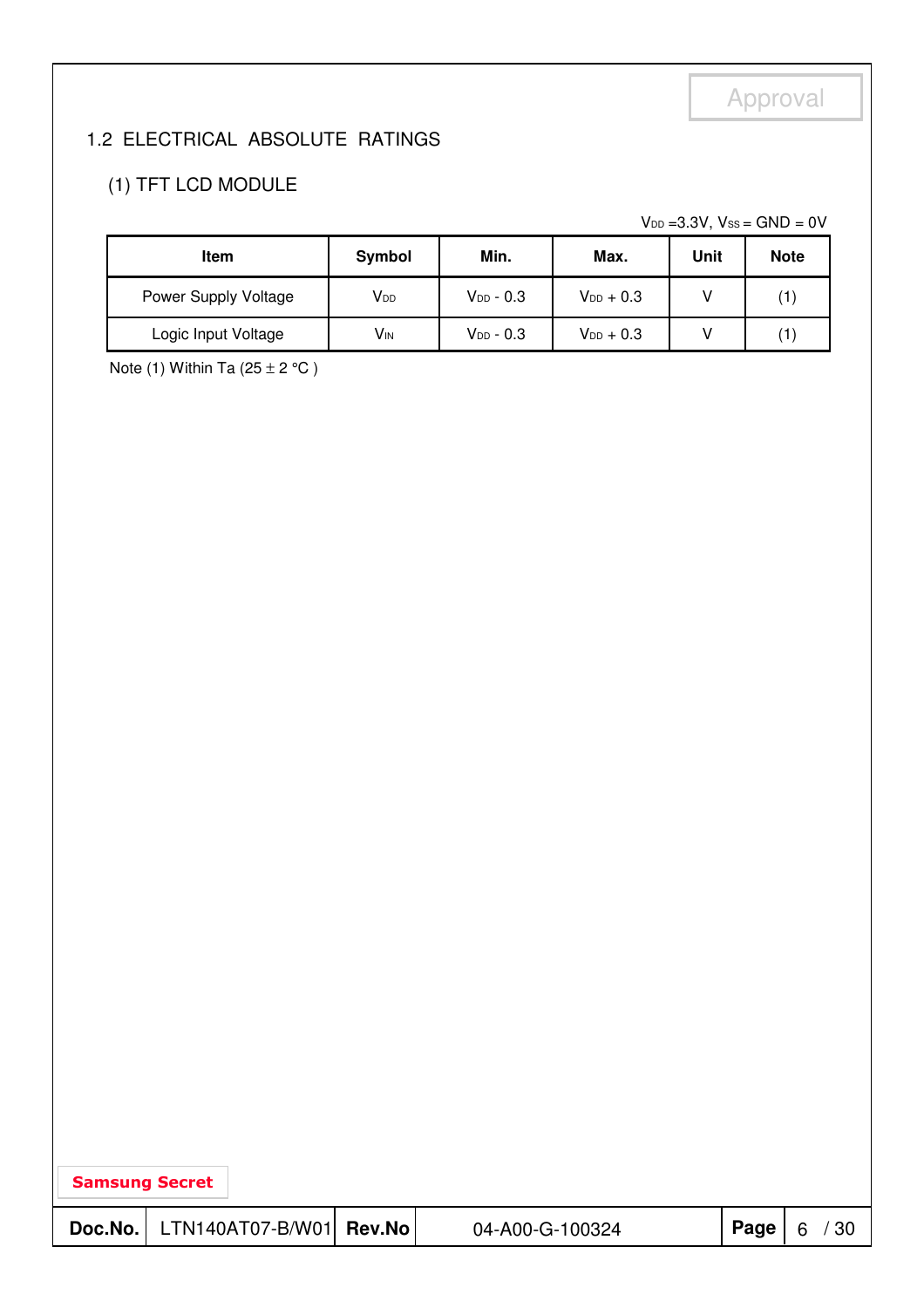## 1.2 ELECTRICAL ABSOLUTE RATINGS

### (1) TFT LCD MODULE

$V_{DD}$ =3.3V, $V_{SS}$ = GND = 0V

| Item | Symbol | Min. | Max. | Unit | Note |
|---|---|---|---|---|---|
| Power Supply Voltage | $V_{DD}$ | $V_{DD}$ - 0.3 | $V_{DD}$ + 0.3 | V | (1) |
| Logic Input Voltage | $V_{IN}$ | $V_{DD}$ - 0.3 | $V_{DD}$ + 0.3 | V | (1) |

Note (1) Within Ta (25 ± 2 °C )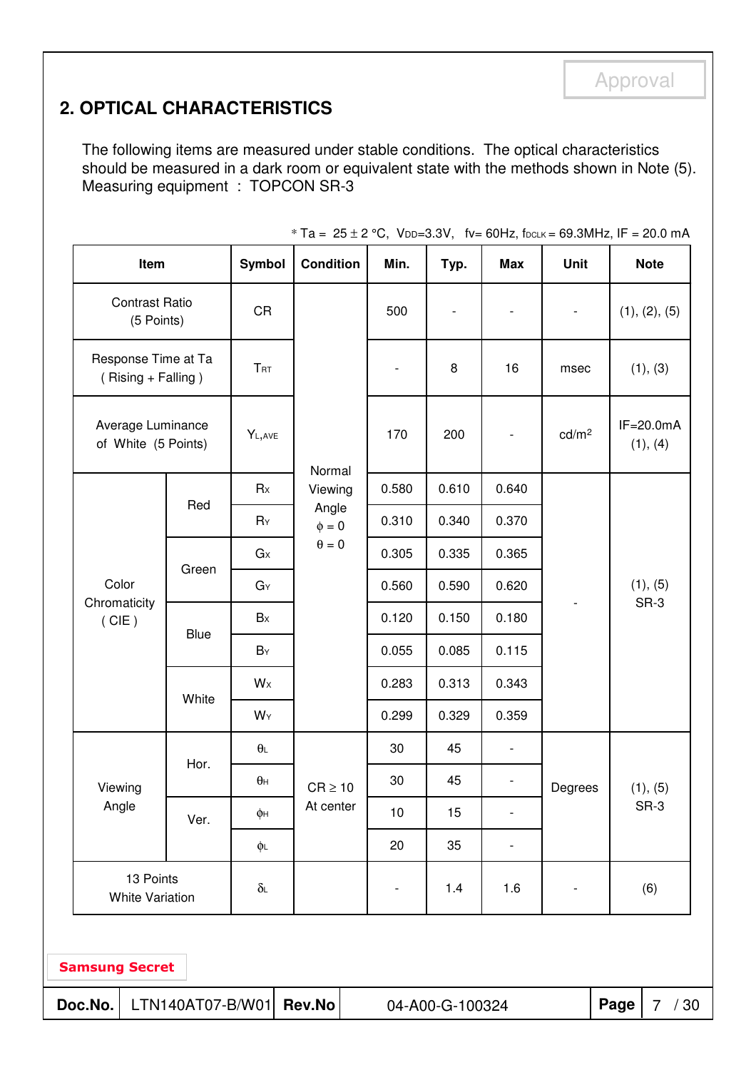## 2. OPTICAL CHARACTERISTICS

The following items are measured under stable conditions. The optical characteristics should be measured in a dark room or equivalent state with the methods shown in Note (5).
Measuring equipment : TOPCON SR-3

* Ta = 25 ± 2 °C, $V_{DD}$=3.3V, fv= 60Hz, $f_{DCLK}$ = 69.3MHz, IF = 20.0 mA

| Item | | Symbol | Condition | Min. | Typ. | Max | Unit | Note |
|---|---|---|---|---|---|---|---|---|
| Contrast Ratio (5 Points) | | CR | Normal Viewing Angle $\phi$ = 0 $\theta$ = 0 | 500 | - | - | - | (1), (2), (5) |
| Response Time at Ta ( Rising + Falling ) | | $T_{RT}$ | | - | 8 | 16 | msec | (1), (3) |
| Average Luminance of White (5 Points) | | $Y_{L,AVE}$ | | 170 | 200 | - | cd/m² | IF=20.0mA (1), (4) |
| Color Chromaticity ( CIE ) | Red | $R_X$ | | 0.580 | 0.610 | 0.640 | - | (1), (5) SR-3 |
| | | $R_Y$ | | 0.310 | 0.340 | 0.370 | | |
| | Green | $G_X$ | | 0.305 | 0.335 | 0.365 | | |
| | | $G_Y$ | | 0.560 | 0.590 | 0.620 | | |
| | Blue | $B_X$ | | 0.120 | 0.150 | 0.180 | | |
| | | $B_Y$ | | 0.055 | 0.085 | 0.115 | | |
| | White | $W_X$ | | 0.283 | 0.313 | 0.343 | | |
| | | $W_Y$ | | 0.299 | 0.329 | 0.359 | | |
| Viewing Angle | Hor. | $\theta_L$ | CR ≥ 10 At center | 30 | 45 | - | Degrees | (1), (5) SR-3 |
| | | $\theta_H$ | | 30 | 45 | - | | |
| | Ver. | $\phi_H$ | | 10 | 15 | - | | |
| | | $\phi_L$ | | 20 | 35 | - | | |
| 13 Points White Variation | | $\delta_L$ | | - | 1.4 | 1.6 | - | (6) |

Samsung Secret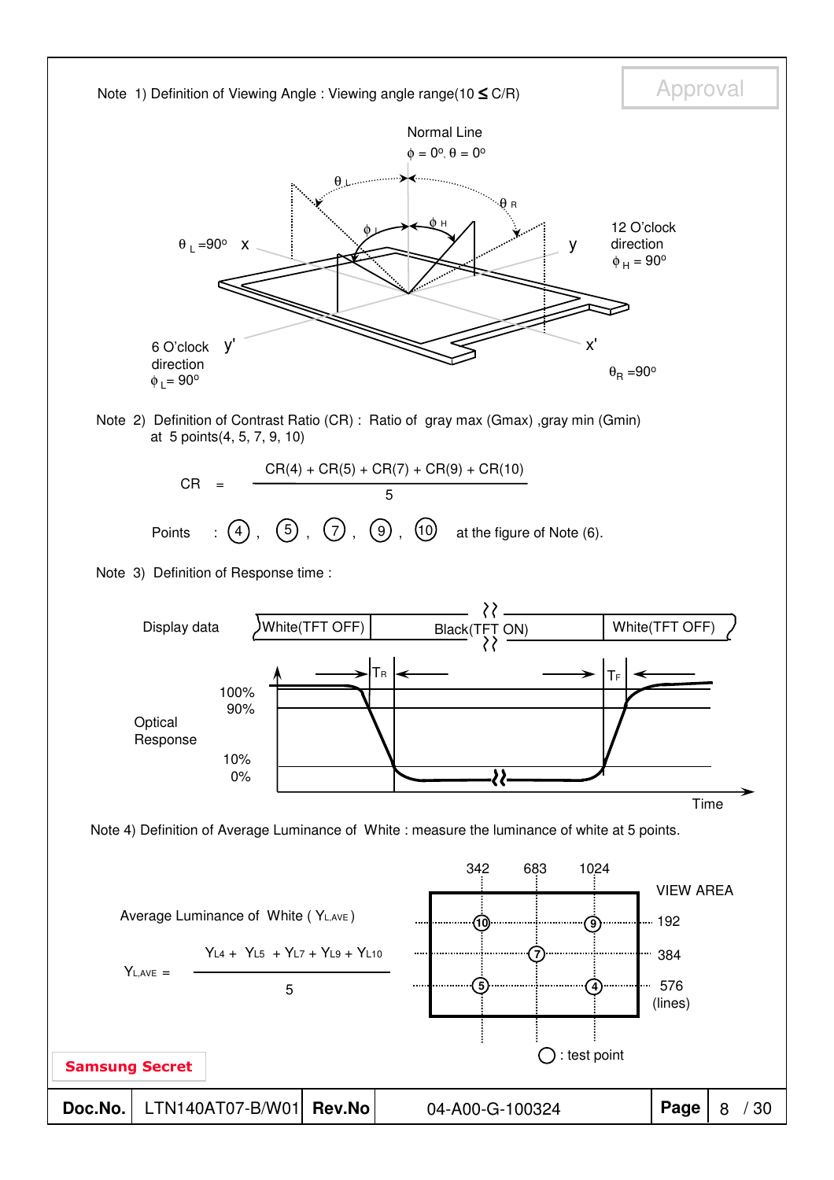Note 1) Definition of Viewing Angle : Viewing angle range($10 \leq C/R$)

Normal Line

$\phi = 0^o, \theta = 0^o$

$\theta_L = 90^o$ x

12 O'clock direction $\phi_H = 90^o$

6 O'clock direction $\phi_L = 90^o$

$\theta_R = 90^o$

Note 2) Definition of Contrast Ratio (CR) : Ratio of gray max (Gmax) ,gray min (Gmin) at 5 points(4, 5, 7, 9, 10)

$$CR = \frac{CR(4) + CR(5) + CR(7) + CR(9) + CR(10)}{5}$$

Points : (4) , (5) , (7) , (9) , (10) at the figure of Note (6).

Note 3) Definition of Response time :

Display data: White(TFT OFF) | Black(TFT ON) | White(TFT OFF)

Optical Response: 100%, 90%, 10%, 0%; $T_R$, $T_F$; Time

Note 4) Definition of Average Luminance of White : measure the luminance of white at 5 points.

Average Luminance of White ( $Y_{L,AVE}$ )

$$Y_{L,AVE} = \frac{Y_{L4} + Y_{L5} + Y_{L7} + Y_{L9} + Y_{L10}}{5}$$

VIEW AREA: columns 342, 683, 1024; lines 192, 384, 576 (lines)

○ : test point

Samsung Secret

| Doc.No. | LTN140AT07-B/W01 | Rev.No | 04-A00-G-100324 |
|---|---|---|---|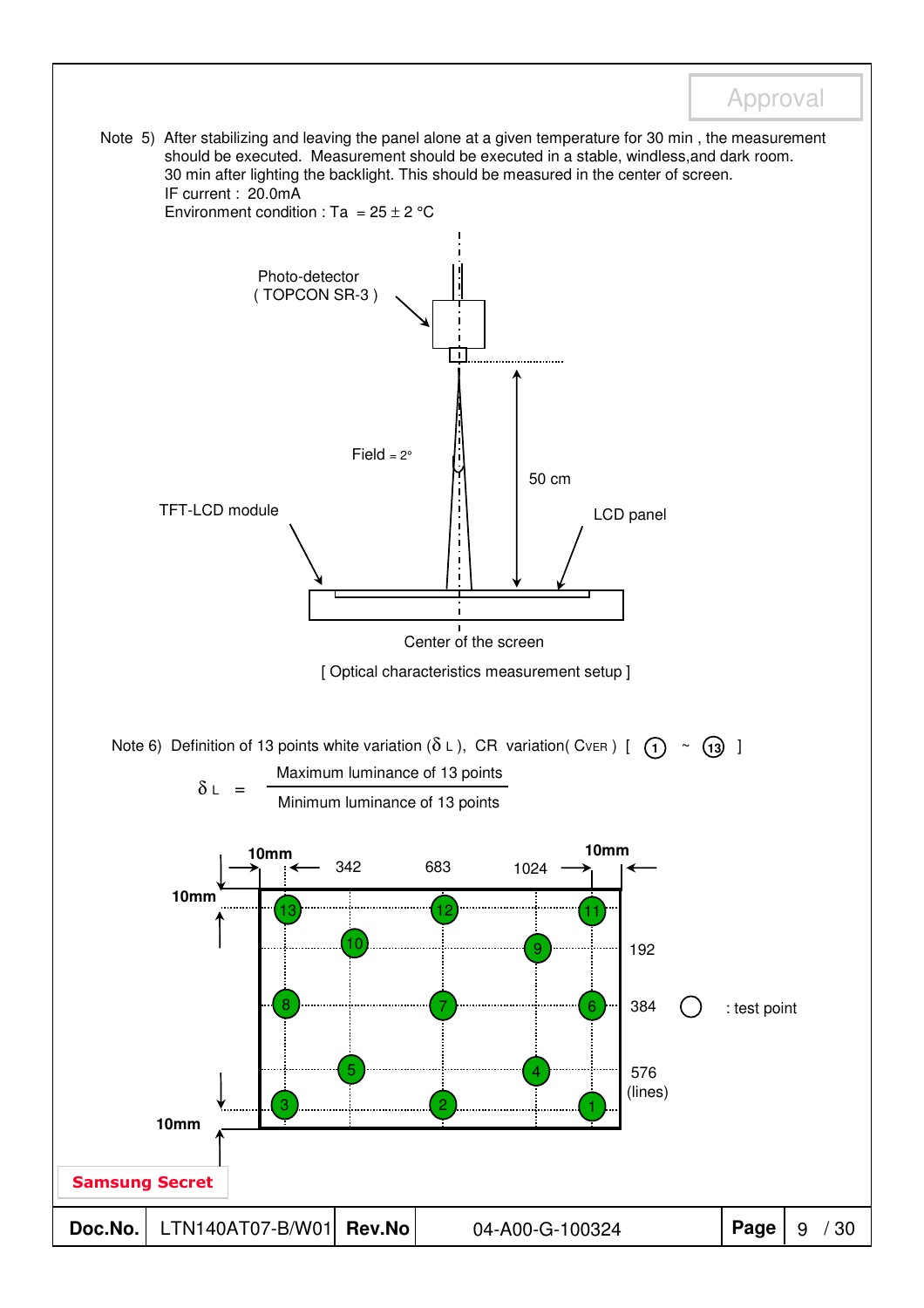Note 5) After stabilizing and leaving the panel alone at a given temperature for 30 min , the measurement should be executed. Measurement should be executed in a stable, windless,and dark room. 30 min after lighting the backlight. This should be measured in the center of screen.
IF current : 20.0mA
Environment condition : Ta = 25 ± 2 °C

Photo-detector ( TOPCON SR-3 )

Field = 2°

50 cm

TFT-LCD module

LCD panel

Center of the screen

[ Optical characteristics measurement setup ]

Note 6) Definition of 13 points white variation ($\delta_L$), CR variation( $C_{VER}$ ) [ ① ~ ⑬ ]

$$\delta_L = \frac{\text{Maximum luminance of 13 points}}{\text{Minimum luminance of 13 points}}$$

10mm 342 683 1024 10mm

10mm

192

384 ○ : test point

576 (lines)

10mm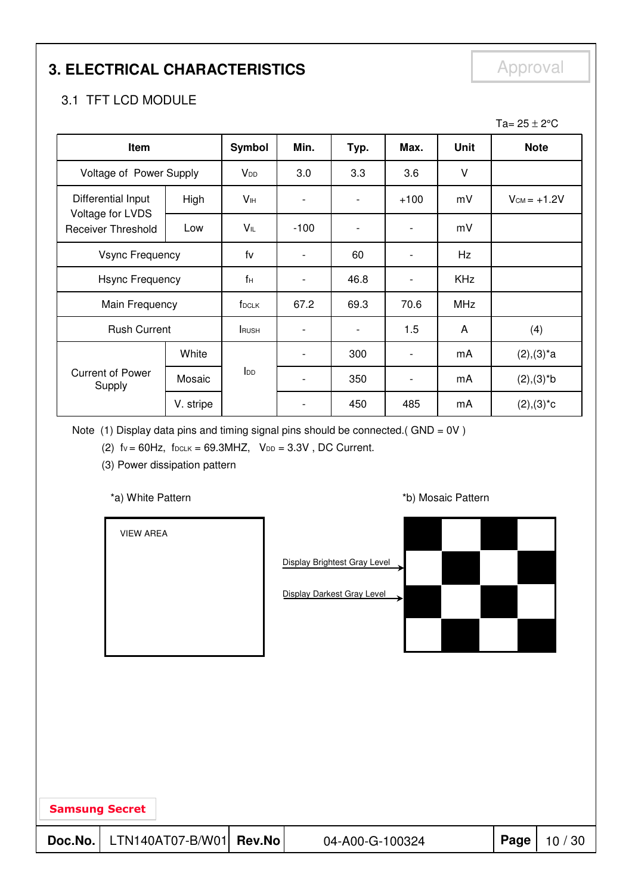# 3. ELECTRICAL CHARACTERISTICS

Approval

## 3.1 TFT LCD MODULE

$Ta = 25 \pm 2°C$

| Item | | Symbol | Min. | Typ. | Max. | Unit | Note |
|---|---|---|---|---|---|---|---|
| Voltage of Power Supply | | $V_{DD}$ | 3.0 | 3.3 | 3.6 | V | |
| Differential Input Voltage for LVDS Receiver Threshold | High | $V_{IH}$ | - | - | +100 | mV | $V_{CM} = +1.2V$ |
| | Low | $V_{IL}$ | -100 | - | - | mV | |
| Vsync Frequency | | fv | - | 60 | - | Hz | |
| Hsync Frequency | | $f_H$ | - | 46.8 | - | KHz | |
| Main Frequency | | $f_{DCLK}$ | 67.2 | 69.3 | 70.6 | MHz | |
| Rush Current | | $I_{RUSH}$ | - | - | 1.5 | A | (4) |
| Current of Power Supply | White | $I_{DD}$ | - | 300 | - | mA | (2),(3)*a |
| | Mosaic | | - | 350 | - | mA | (2),(3)*b |
| | V. stripe | | - | 450 | 485 | mA | (2),(3)*c |

Note (1) Display data pins and timing signal pins should be connected.( GND = 0V )

(2) $f_V = 60Hz$, $f_{DCLK} = 69.3MHZ$, $V_{DD} = 3.3V$ , DC Current.

(3) Power dissipation pattern

*a) White Pattern

VIEW AREA

*b) Mosaic Pattern

Display Brightest Gray Level

Display Darkest Gray Level

Samsung Secret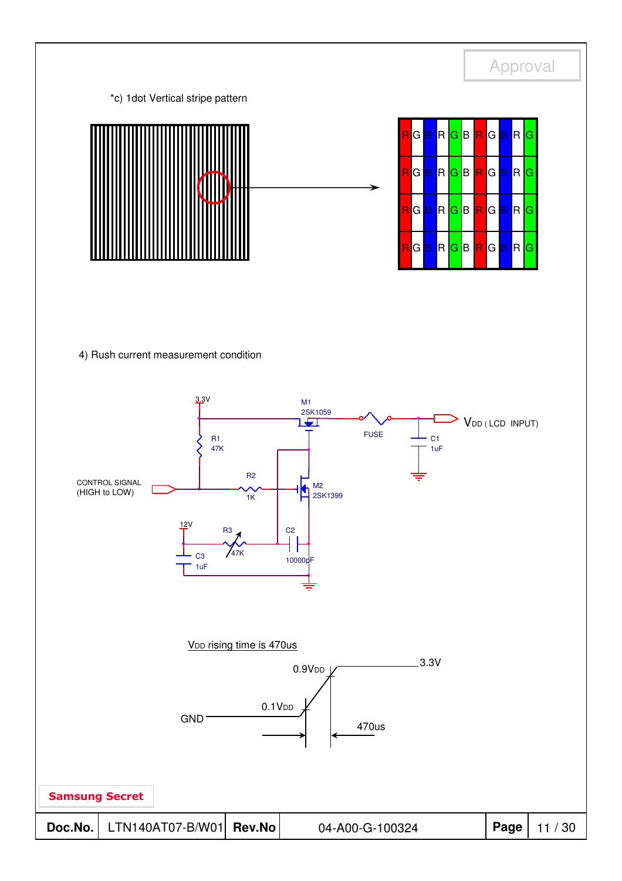Approval

*c) 1dot Vertical stripe pattern

| R | G | B | R | G | B | R | G | B | R | G |
|---|---|---|---|---|---|---|---|---|---|---|
| R | G | B | R | G | B | R | G | B | R | G |
| R | G | B | R | G | B | R | G | B | R | G |
| R | G | B | R | G | B | R | G | B | R | G |

4) Rush current measurement condition

3.3V

M1 2SK1059

FUSE

$V_{DD}$ ( LCD INPUT)

C1 1uF

R1 47K

R2 1K

M2 2SK1399

CONTROL SIGNAL (HIGH to LOW)

12V

R3 47K

C2 10000pF

C3 1uF

$V_{DD}$ rising time is 470us

$0.9V_{DD}$

3.3V

$0.1V_{DD}$

GND

470us

Samsung Secret

| Doc.No. | LTN140AT07-B/W01 | Rev.No | 04-A00-G-100324 |
|---|---|---|---|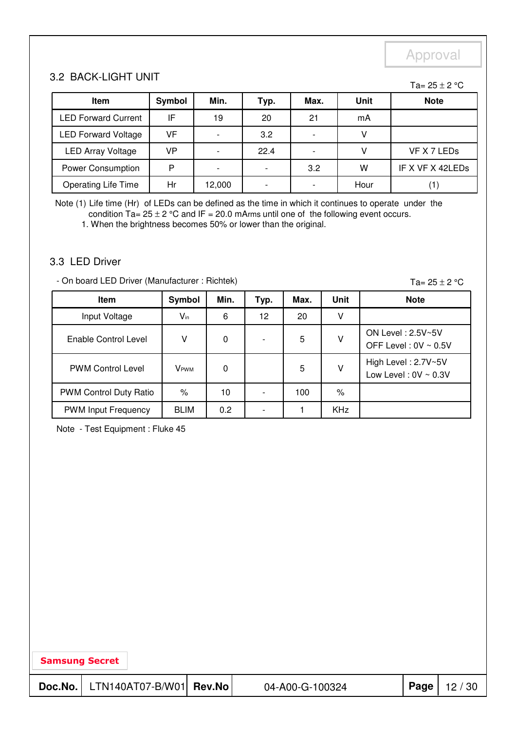Approval

## 3.2 BACK-LIGHT UNIT

Ta= 25 ± 2 °C

| Item | Symbol | Min. | Typ. | Max. | Unit | Note |
|---|---|---|---|---|---|---|
| LED Forward Current | IF | 19 | 20 | 21 | mA | |
| LED Forward Voltage | VF | - | 3.2 | - | V | |
| LED Array Voltage | VP | - | 22.4 | - | V | VF X 7 LEDs |
| Power Consumption | P | - | - | 3.2 | W | IF X VF X 42LEDs |
| Operating Life Time | Hr | 12,000 | - | - | Hour | (1) |

Note (1) Life time (Hr) of LEDs can be defined as the time in which it continues to operate under the condition Ta= 25 ± 2 °C and IF = 20.0 mArms until one of the following event occurs.

1. When the brightness becomes 50% or lower than the original.

## 3.3 LED Driver

- On board LED Driver (Manufacturer : Richtek)

Ta= 25 ± 2 °C

| Item | Symbol | Min. | Typ. | Max. | Unit | Note |
|---|---|---|---|---|---|---|
| Input Voltage | $V_{in}$ | 6 | 12 | 20 | V | |
| Enable Control Level | V | 0 | - | 5 | V | ON Level : 2.5V~5V<br>OFF Level : 0V ~ 0.5V |
| PWM Control Level | $V_{PWM}$ | 0 | | 5 | V | High Level : 2.7V~5V<br>Low Level : 0V ~ 0.3V |
| PWM Control Duty Ratio | % | 10 | - | 100 | % | |
| PWM Input Frequency | BLIM | 0.2 | - | 1 | KHz | |

Note - Test Equipment : Fluke 45

Samsung Secret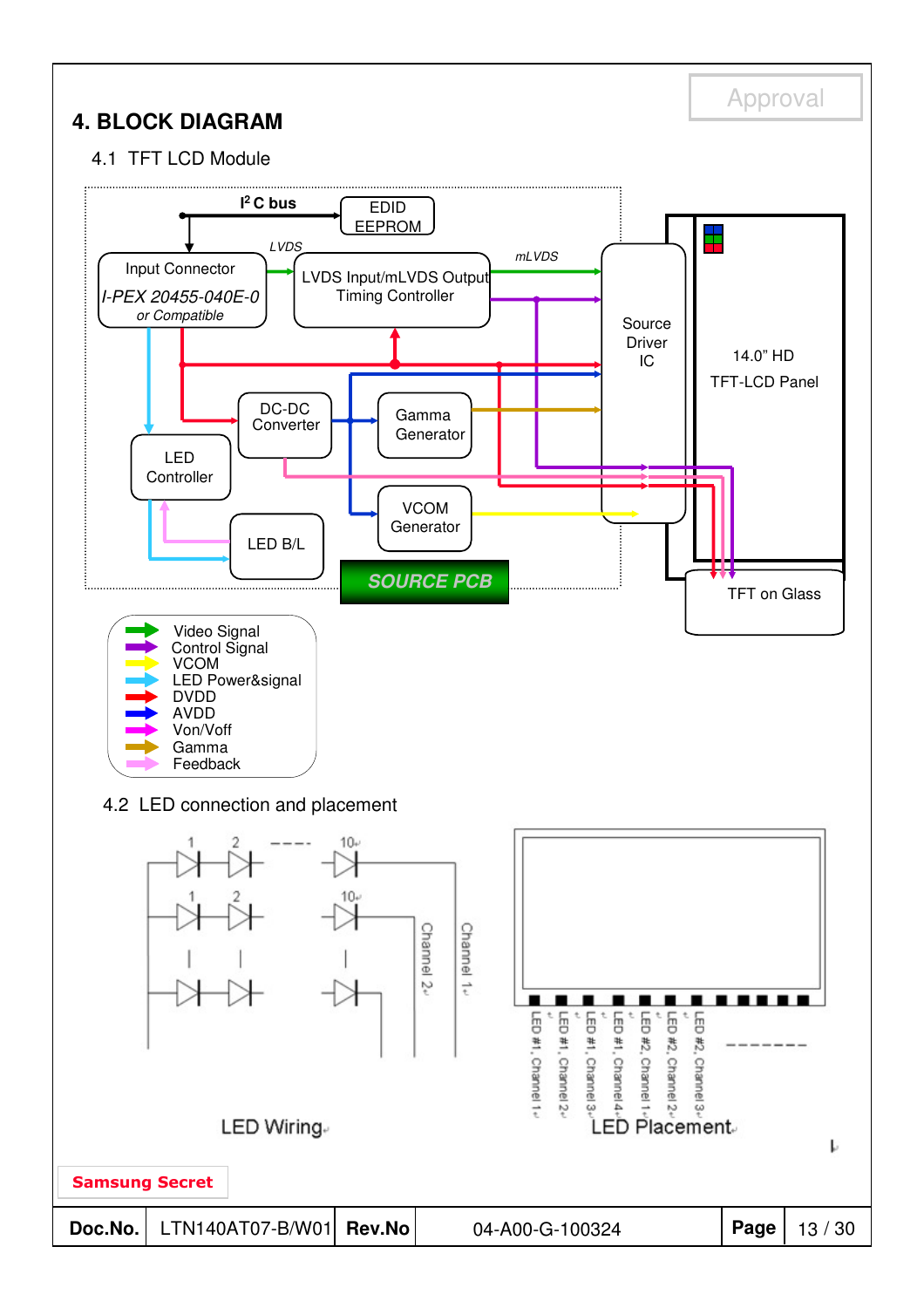# 4. BLOCK DIAGRAM

## 4.1 TFT LCD Module

$I^2C$ bus

EDID EEPROM

LVDS

Input Connector

*I-PEX 20455-040E-0*

*or Compatible*

LVDS Input/mLVDS Output Timing Controller

mLVDS

Source Driver IC

14.0" HD TFT-LCD Panel

DC-DC Converter

Gamma Generator

LED Controller

VCOM Generator

LED B/L

SOURCE PCB

TFT on Glass

- Video Signal
- Control Signal
- VCOM
- LED Power&signal
- DVDD
- AVDD
- Von/Voff
- Gamma
- Feedback

## 4.2 LED connection and placement

1 2 ---- 10

1 2 10

Channel 2

Channel 1

LED Wiring

LED #1, Channel 1 | LED #1, Channel 2 | LED #1, Channel 3 | LED #1, Channel 4 | LED #2, Channel 1 | LED #2, Channel 2 | LED #2, Channel 3 | -------

LED Placement

Samsung Secret

| Doc.No. | LTN140AT07-B/W01 | Rev.No | 04-A00-G-100324 | Page | 13 / 30 |
|---|---|---|---|---|---|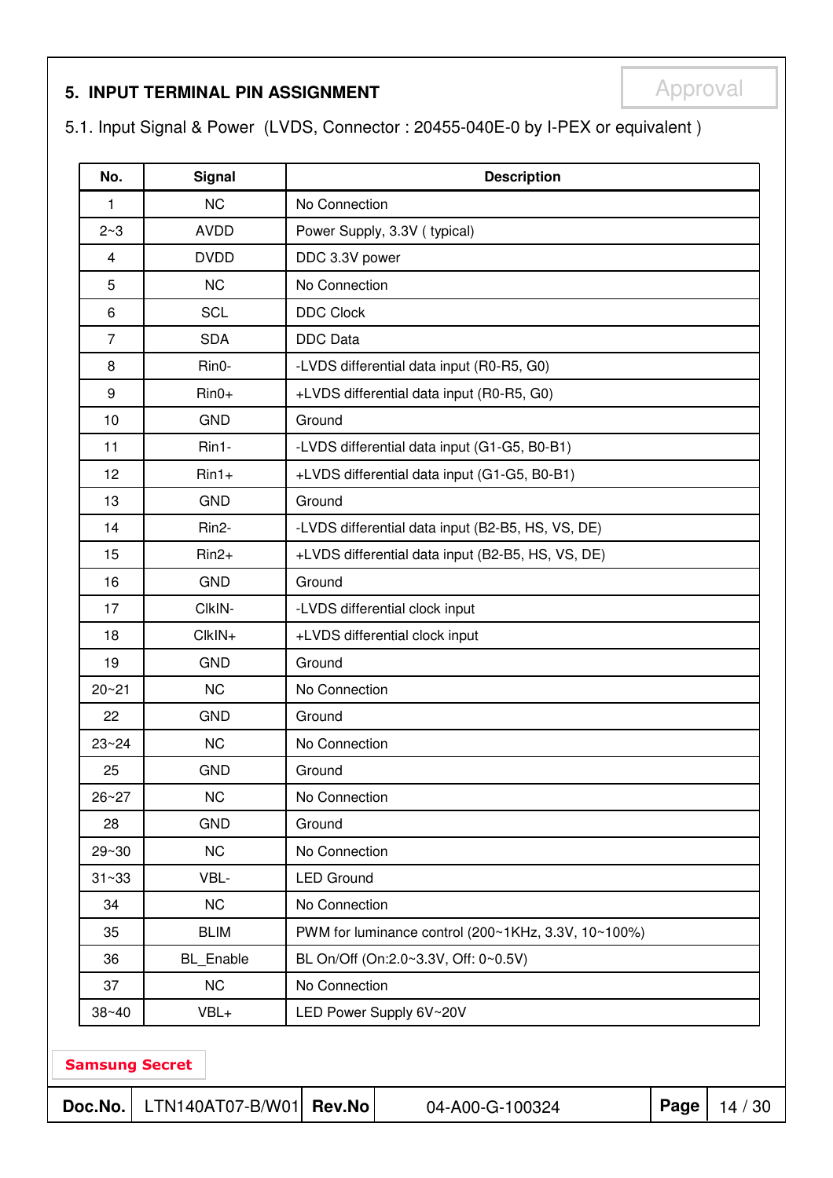## 5. INPUT TERMINAL PIN ASSIGNMENT

Approval

5.1. Input Signal & Power (LVDS, Connector : 20455-040E-0 by I-PEX or equivalent )

| No. | Signal | Description |
|---|---|---|
| 1 | NC | No Connection |
| 2~3 | AVDD | Power Supply, 3.3V ( typical) |
| 4 | DVDD | DDC 3.3V power |
| 5 | NC | No Connection |
| 6 | SCL | DDC Clock |
| 7 | SDA | DDC Data |
| 8 | Rin0- | -LVDS differential data input (R0-R5, G0) |
| 9 | Rin0+ | +LVDS differential data input (R0-R5, G0) |
| 10 | GND | Ground |
| 11 | Rin1- | -LVDS differential data input (G1-G5, B0-B1) |
| 12 | Rin1+ | +LVDS differential data input (G1-G5, B0-B1) |
| 13 | GND | Ground |
| 14 | Rin2- | -LVDS differential data input (B2-B5, HS, VS, DE) |
| 15 | Rin2+ | +LVDS differential data input (B2-B5, HS, VS, DE) |
| 16 | GND | Ground |
| 17 | ClkIN- | -LVDS differential clock input |
| 18 | ClkIN+ | +LVDS differential clock input |
| 19 | GND | Ground |
| 20~21 | NC | No Connection |
| 22 | GND | Ground |
| 23~24 | NC | No Connection |
| 25 | GND | Ground |
| 26~27 | NC | No Connection |
| 28 | GND | Ground |
| 29~30 | NC | No Connection |
| 31~33 | VBL- | LED Ground |
| 34 | NC | No Connection |
| 35 | BLIM | PWM for luminance control (200~1KHz, 3.3V, 10~100%) |
| 36 | BL_Enable | BL On/Off (On:2.0~3.3V, Off: 0~0.5V) |
| 37 | NC | No Connection |
| 38~40 | VBL+ | LED Power Supply 6V~20V |

Samsung Secret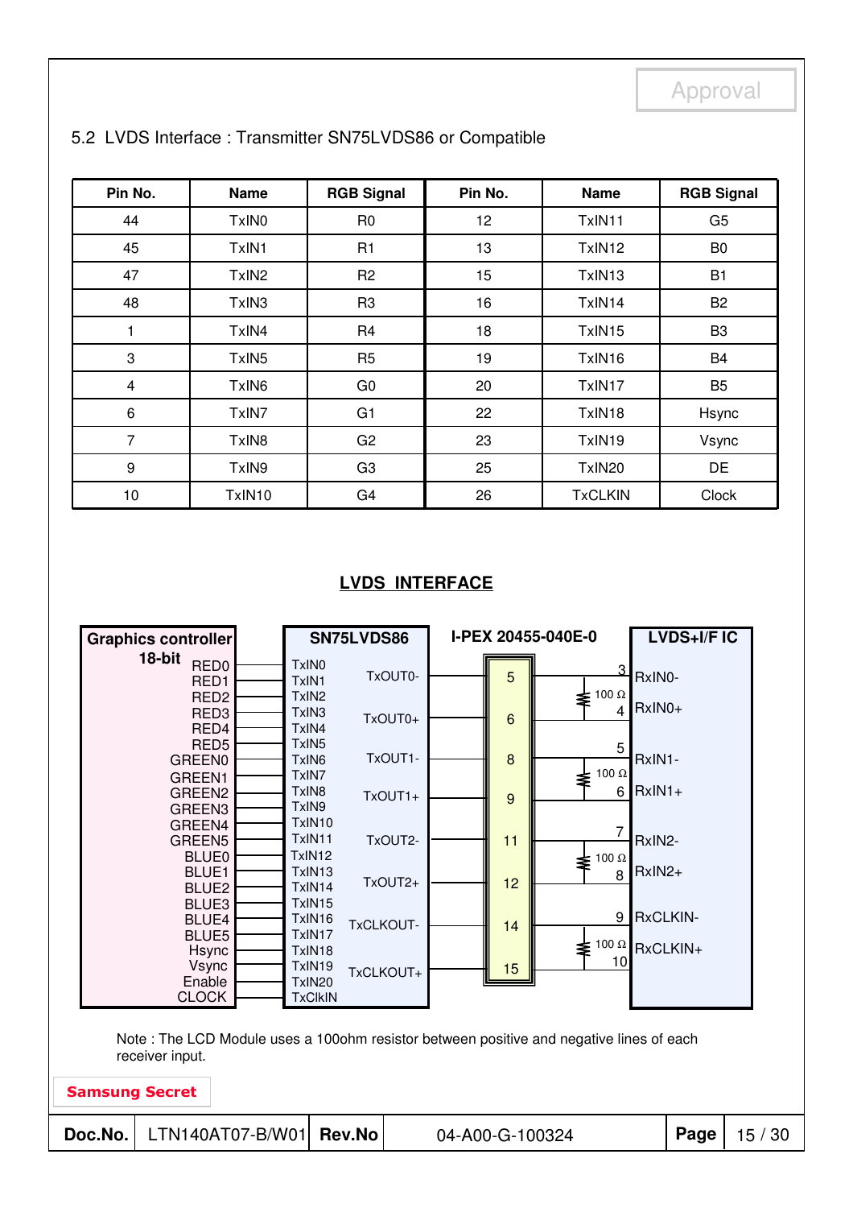### 5.2 LVDS Interface : Transmitter SN75LVDS86 or Compatible

| Pin No. | Name | RGB Signal | Pin No. | Name | RGB Signal |
|---|---|---|---|---|---|
| 44 | TxIN0 | R0 | 12 | TxIN11 | G5 |
| 45 | TxIN1 | R1 | 13 | TxIN12 | B0 |
| 47 | TxIN2 | R2 | 15 | TxIN13 | B1 |
| 48 | TxIN3 | R3 | 16 | TxIN14 | B2 |
| 1 | TxIN4 | R4 | 18 | TxIN15 | B3 |
| 3 | TxIN5 | R5 | 19 | TxIN16 | B4 |
| 4 | TxIN6 | G0 | 20 | TxIN17 | B5 |
| 6 | TxIN7 | G1 | 22 | TxIN18 | Hsync |
| 7 | TxIN8 | G2 | 23 | TxIN19 | Vsync |
| 9 | TxIN9 | G3 | 25 | TxIN20 | DE |
| 10 | TxIN10 | G4 | 26 | TxCLKIN | Clock |

**LVDS INTERFACE**

Graphics controller 18-bit: RED0, RED1, RED2, RED3, RED4, RED5, GREEN0, GREEN1, GREEN2, GREEN3, GREEN4, GREEN5, BLUE0, BLUE1, BLUE2, BLUE3, BLUE4, BLUE5, Hsync, Vsync, Enable, CLOCK

SN75LVDS86: TxIN0 – TxIN20, TxClkIN; outputs TxOUT0-, TxOUT0+, TxOUT1-, TxOUT1+, TxOUT2-, TxOUT2+, TxCLKOUT-, TxCLKOUT+

I-PEX 20455-040E-0: pins 5, 6, 8, 9, 11, 12, 14, 15

LVDS+I/F IC: RxIN0- (3), RxIN0+ (4), RxIN1- (5), RxIN1+ (6), RxIN2- (7), RxIN2+ (8), RxCLKIN- (9), RxCLKIN+ (10); 100 Ω termination on each pair

Note : The LCD Module uses a 100ohm resistor between positive and negative lines of each receiver input.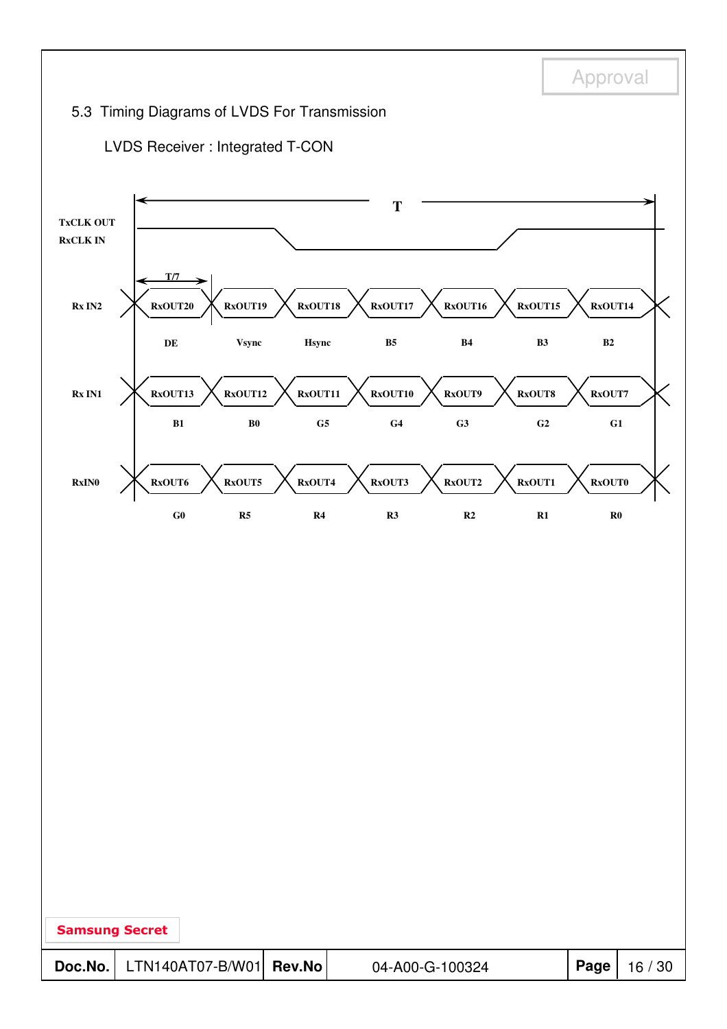5.3 Timing Diagrams of LVDS For Transmission

LVDS Receiver : Integrated T-CON

T

TxCLK OUT
RxCLK IN

T/7

| Signal | | | | | | | |
|---|---|---|---|---|---|---|---|
| Rx IN2 | RxOUT20 | RxOUT19 | RxOUT18 | RxOUT17 | RxOUT16 | RxOUT15 | RxOUT14 |
| | DE | Vsync | Hsync | B5 | B4 | B3 | B2 |
| Rx IN1 | RxOUT13 | RxOUT12 | RxOUT11 | RxOUT10 | RxOUT9 | RxOUT8 | RxOUT7 |
| | B1 | B0 | G5 | G4 | G3 | G2 | G1 |
| RxIN0 | RxOUT6 | RxOUT5 | RxOUT4 | RxOUT3 | RxOUT2 | RxOUT1 | RxOUT0 |
| | G0 | R5 | R4 | R3 | R2 | R1 | R0 |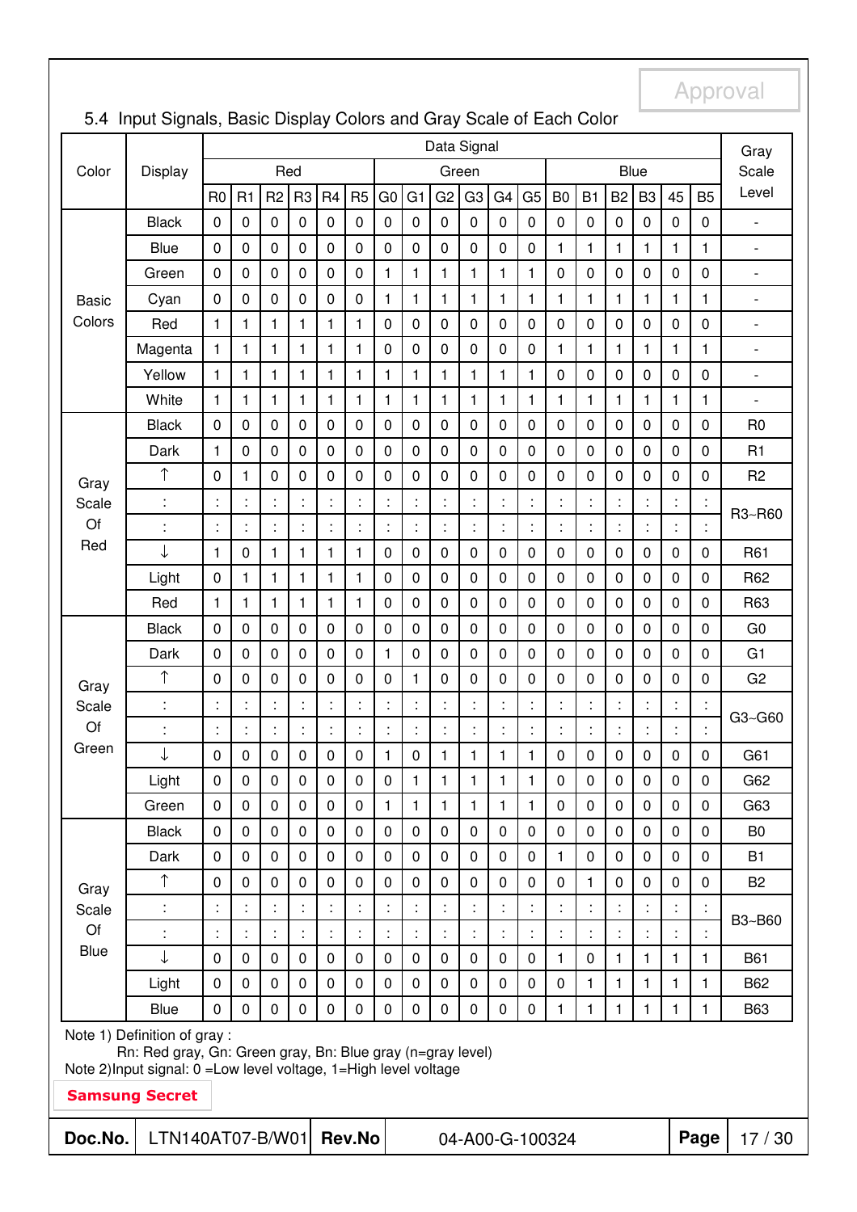Approval

## 5.4 Input Signals, Basic Display Colors and Gray Scale of Each Color

| Color | Display | Data Signal | | | | | | | | | | | | | | | | | | Gray Scale Level |
|---|---|---|---|---|---|---|---|---|---|---|---|---|---|---|---|---|---|---|---|---|
| | | Red | | | | | | Green | | | | | | Blue | | | | | | |
| | | R0 | R1 | R2 | R3 | R4 | R5 | G0 | G1 | G2 | G3 | G4 | G5 | B0 | B1 | B2 | B3 | 45 | B5 | |
| Basic Colors | Black | 0 | 0 | 0 | 0 | 0 | 0 | 0 | 0 | 0 | 0 | 0 | 0 | 0 | 0 | 0 | 0 | 0 | 0 | - |
| | Blue | 0 | 0 | 0 | 0 | 0 | 0 | 0 | 0 | 0 | 0 | 0 | 0 | 1 | 1 | 1 | 1 | 1 | 1 | - |
| | Green | 0 | 0 | 0 | 0 | 0 | 0 | 1 | 1 | 1 | 1 | 1 | 1 | 0 | 0 | 0 | 0 | 0 | 0 | - |
| | Cyan | 0 | 0 | 0 | 0 | 0 | 0 | 1 | 1 | 1 | 1 | 1 | 1 | 1 | 1 | 1 | 1 | 1 | 1 | - |
| | Red | 1 | 1 | 1 | 1 | 1 | 1 | 0 | 0 | 0 | 0 | 0 | 0 | 0 | 0 | 0 | 0 | 0 | 0 | - |
| | Magenta | 1 | 1 | 1 | 1 | 1 | 1 | 0 | 0 | 0 | 0 | 0 | 0 | 1 | 1 | 1 | 1 | 1 | 1 | - |
| | Yellow | 1 | 1 | 1 | 1 | 1 | 1 | 1 | 1 | 1 | 1 | 1 | 1 | 0 | 0 | 0 | 0 | 0 | 0 | - |
| | White | 1 | 1 | 1 | 1 | 1 | 1 | 1 | 1 | 1 | 1 | 1 | 1 | 1 | 1 | 1 | 1 | 1 | 1 | - |
| Gray Scale Of Red | Black | 0 | 0 | 0 | 0 | 0 | 0 | 0 | 0 | 0 | 0 | 0 | 0 | 0 | 0 | 0 | 0 | 0 | 0 | R0 |
| | Dark | 1 | 0 | 0 | 0 | 0 | 0 | 0 | 0 | 0 | 0 | 0 | 0 | 0 | 0 | 0 | 0 | 0 | 0 | R1 |
| | ↑ | 0 | 1 | 0 | 0 | 0 | 0 | 0 | 0 | 0 | 0 | 0 | 0 | 0 | 0 | 0 | 0 | 0 | 0 | R2 |
| | : | : | : | : | : | : | : | : | : | : | : | : | : | : | : | : | : | : | : | R3~R60 |
| | : | : | : | : | : | : | : | : | : | : | : | : | : | : | : | : | : | : | : | |
| | ↓ | 1 | 0 | 1 | 1 | 1 | 1 | 0 | 0 | 0 | 0 | 0 | 0 | 0 | 0 | 0 | 0 | 0 | 0 | R61 |
| | Light | 0 | 1 | 1 | 1 | 1 | 1 | 0 | 0 | 0 | 0 | 0 | 0 | 0 | 0 | 0 | 0 | 0 | 0 | R62 |
| | Red | 1 | 1 | 1 | 1 | 1 | 1 | 0 | 0 | 0 | 0 | 0 | 0 | 0 | 0 | 0 | 0 | 0 | 0 | R63 |
| Gray Scale Of Green | Black | 0 | 0 | 0 | 0 | 0 | 0 | 0 | 0 | 0 | 0 | 0 | 0 | 0 | 0 | 0 | 0 | 0 | 0 | G0 |
| | Dark | 0 | 0 | 0 | 0 | 0 | 0 | 1 | 0 | 0 | 0 | 0 | 0 | 0 | 0 | 0 | 0 | 0 | 0 | G1 |
| | ↑ | 0 | 0 | 0 | 0 | 0 | 0 | 0 | 1 | 0 | 0 | 0 | 0 | 0 | 0 | 0 | 0 | 0 | 0 | G2 |
| | : | : | : | : | : | : | : | : | : | : | : | : | : | : | : | : | : | : | : | G3~G60 |
| | : | : | : | : | : | : | : | : | : | : | : | : | : | : | : | : | : | : | : | |
| | ↓ | 0 | 0 | 0 | 0 | 0 | 0 | 1 | 0 | 1 | 1 | 1 | 1 | 0 | 0 | 0 | 0 | 0 | 0 | G61 |
| | Light | 0 | 0 | 0 | 0 | 0 | 0 | 0 | 1 | 1 | 1 | 1 | 1 | 0 | 0 | 0 | 0 | 0 | 0 | G62 |
| | Green | 0 | 0 | 0 | 0 | 0 | 0 | 1 | 1 | 1 | 1 | 1 | 1 | 0 | 0 | 0 | 0 | 0 | 0 | G63 |
| Gray Scale Of Blue | Black | 0 | 0 | 0 | 0 | 0 | 0 | 0 | 0 | 0 | 0 | 0 | 0 | 0 | 0 | 0 | 0 | 0 | 0 | B0 |
| | Dark | 0 | 0 | 0 | 0 | 0 | 0 | 0 | 0 | 0 | 0 | 0 | 0 | 1 | 0 | 0 | 0 | 0 | 0 | B1 |
| | ↑ | 0 | 0 | 0 | 0 | 0 | 0 | 0 | 0 | 0 | 0 | 0 | 0 | 0 | 1 | 0 | 0 | 0 | 0 | B2 |
| | : | : | : | : | : | : | : | : | : | : | : | : | : | : | : | : | : | : | : | B3~B60 |
| | : | : | : | : | : | : | : | : | : | : | : | : | : | : | : | : | : | : | : | |
| | ↓ | 0 | 0 | 0 | 0 | 0 | 0 | 0 | 0 | 0 | 0 | 0 | 0 | 1 | 0 | 1 | 1 | 1 | 1 | B61 |
| | Light | 0 | 0 | 0 | 0 | 0 | 0 | 0 | 0 | 0 | 0 | 0 | 0 | 0 | 1 | 1 | 1 | 1 | 1 | B62 |
| | Blue | 0 | 0 | 0 | 0 | 0 | 0 | 0 | 0 | 0 | 0 | 0 | 0 | 1 | 1 | 1 | 1 | 1 | 1 | B63 |

Note 1) Definition of gray :
Rn: Red gray, Gn: Green gray, Bn: Blue gray (n=gray level)
Note 2)Input signal: 0 =Low level voltage, 1=High level voltage

**Samsung Secret**

| Doc.No. | LTN140AT07-B/W01 | Rev.No | 04-A00-G-100324 |
|---|---|---|---|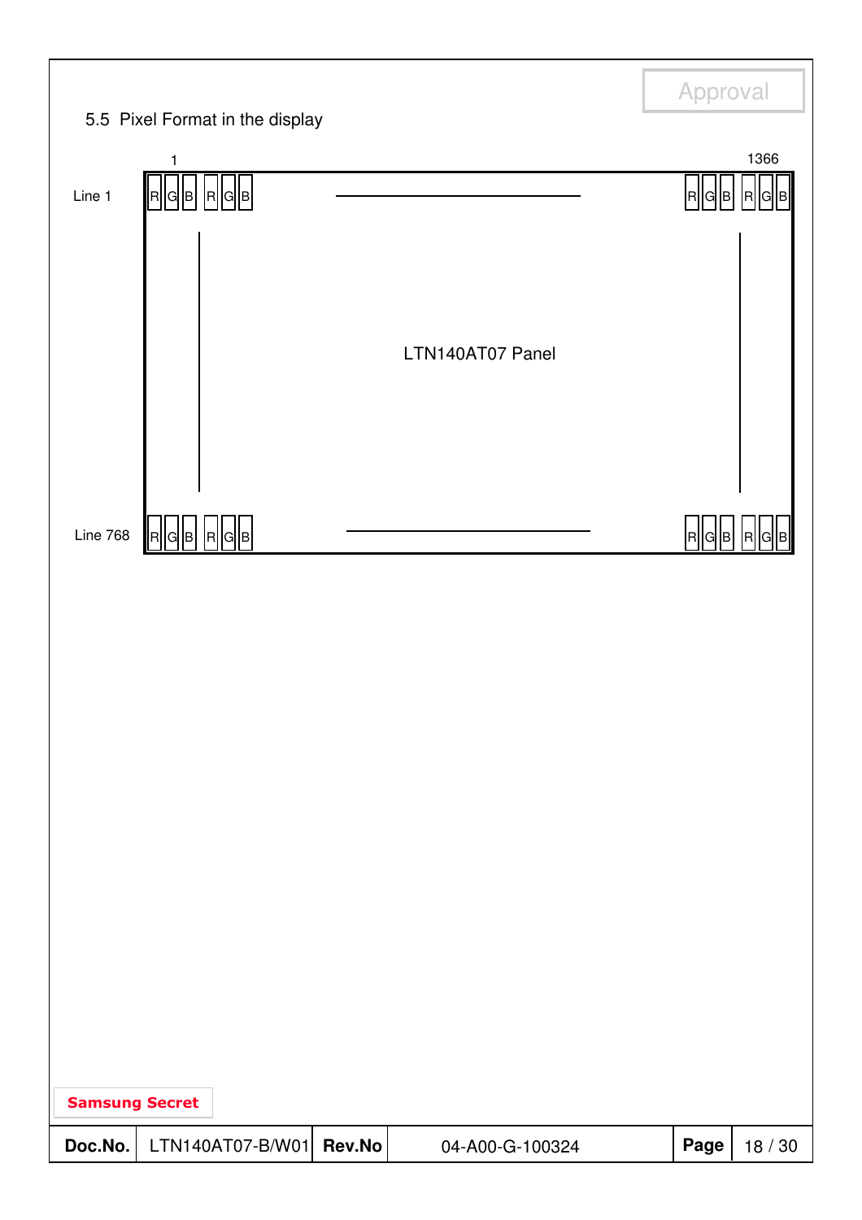## 5.5 Pixel Format in the display

1 1366

Line 1 R G B R G B —— R G B R G B

LTN140AT07 Panel

Line 768 R G B R G B —— R G B R G B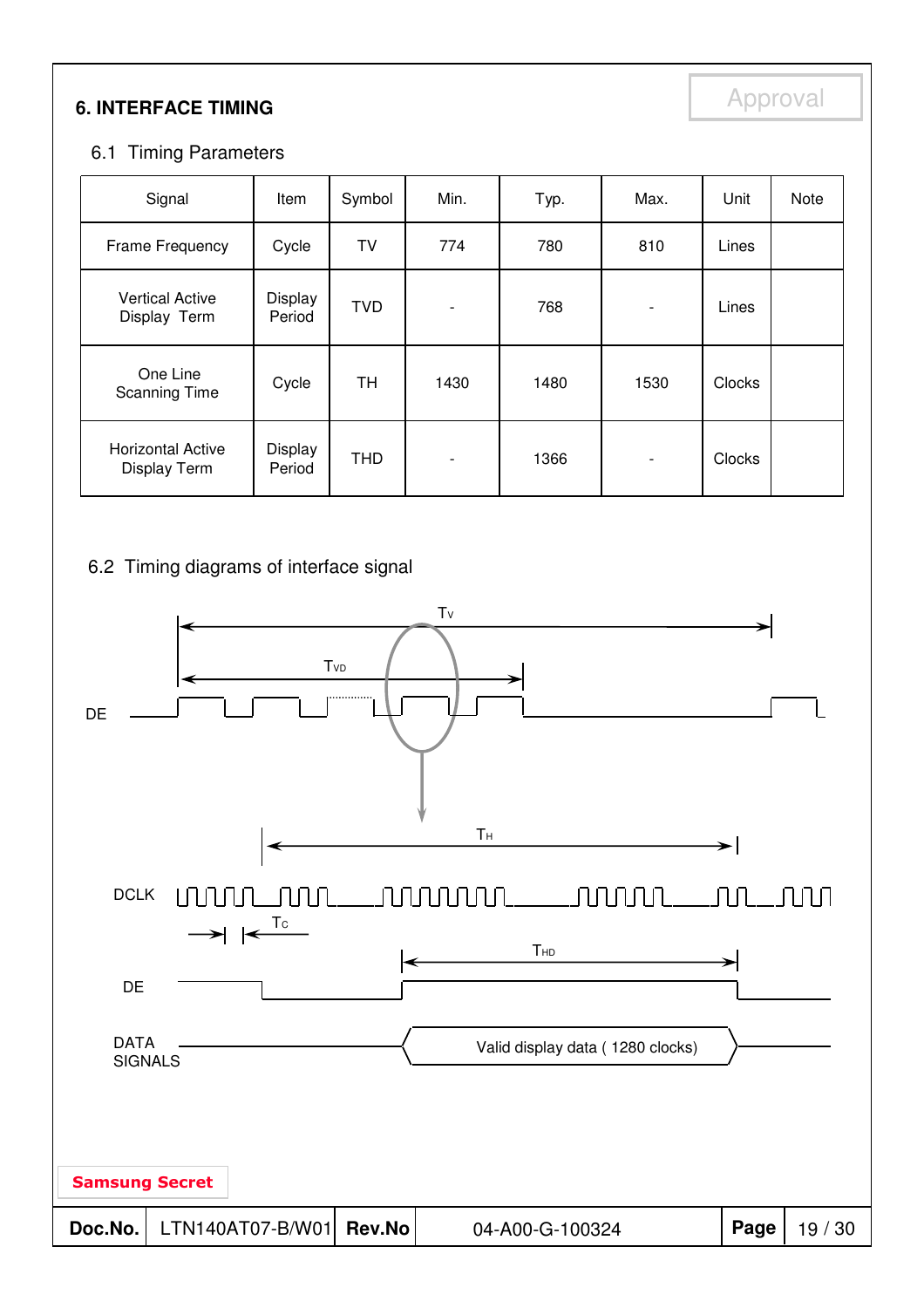## 6. INTERFACE TIMING

### 6.1 Timing Parameters

| Signal | Item | Symbol | Min. | Typ. | Max. | Unit | Note |
|---|---|---|---|---|---|---|---|
| Frame Frequency | Cycle | TV | 774 | 780 | 810 | Lines | |
| Vertical Active Display Term | Display Period | TVD | - | 768 | - | Lines | |
| One Line Scanning Time | Cycle | TH | 1430 | 1480 | 1530 | Clocks | |
| Horizontal Active Display Term | Display Period | THD | - | 1366 | - | Clocks | |

### 6.2 Timing diagrams of interface signal

$T_V$

$T_{VD}$

DE

$T_H$

DCLK

$T_C$

$T_{HD}$

DE

DATA SIGNALS

Valid display data ( 1280 clocks)

Samsung Secret

| Doc.No. | LTN140AT07-B/W01 | Rev.No | 04-A00-G-100324 |
|---|---|---|---|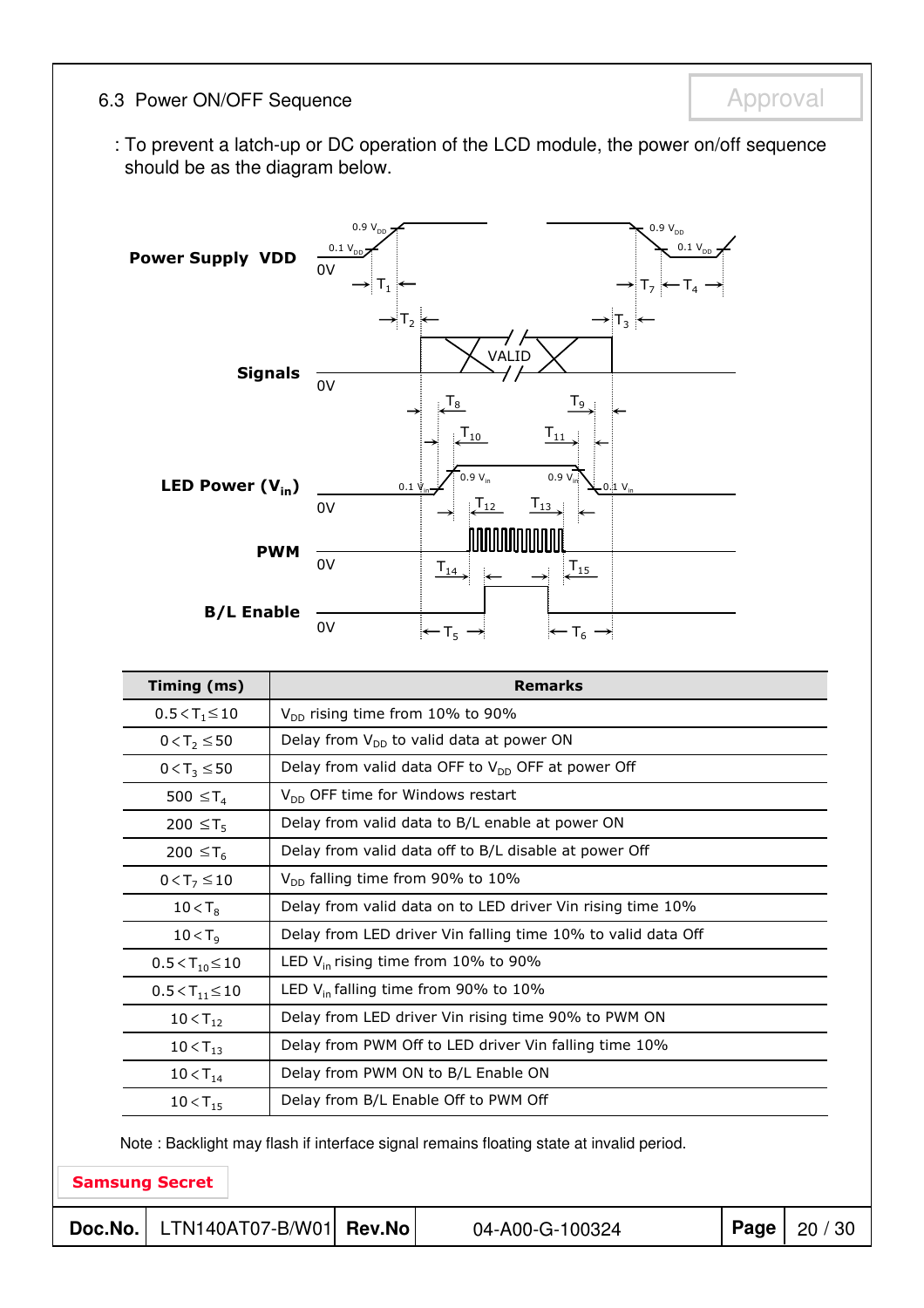## 6.3 Power ON/OFF Sequence

: To prevent a latch-up or DC operation of the LCD module, the power on/off sequence should be as the diagram below.

| Timing (ms) | Remarks |
|---|---|
| $0.5 < T_1 \leq 10$ | $V_{DD}$ rising time from 10% to 90% |
| $0 < T_2 \leq 50$ | Delay from $V_{DD}$ to valid data at power ON |
| $0 < T_3 \leq 50$ | Delay from valid data OFF to $V_{DD}$ OFF at power Off |
| $500 \leq T_4$ | $V_{DD}$ OFF time for Windows restart |
| $200 \leq T_5$ | Delay from valid data to B/L enable at power ON |
| $200 \leq T_6$ | Delay from valid data off to B/L disable at power Off |
| $0 < T_7 \leq 10$ | $V_{DD}$ falling time from 90% to 10% |
| $10 < T_8$ | Delay from valid data on to LED driver Vin rising time 10% |
| $10 < T_9$ | Delay from LED driver Vin falling time 10% to valid data Off |
| $0.5 < T_{10} \leq 10$ | LED $V_{in}$ rising time from 10% to 90% |
| $0.5 < T_{11} \leq 10$ | LED $V_{in}$ falling time from 90% to 10% |
| $10 < T_{12}$ | Delay from LED driver Vin rising time 90% to PWM ON |
| $10 < T_{13}$ | Delay from PWM Off to LED driver Vin falling time 10% |
| $10 < T_{14}$ | Delay from PWM ON to B/L Enable ON |
| $10 < T_{15}$ | Delay from B/L Enable Off to PWM Off |

Note : Backlight may flash if interface signal remains floating state at invalid period.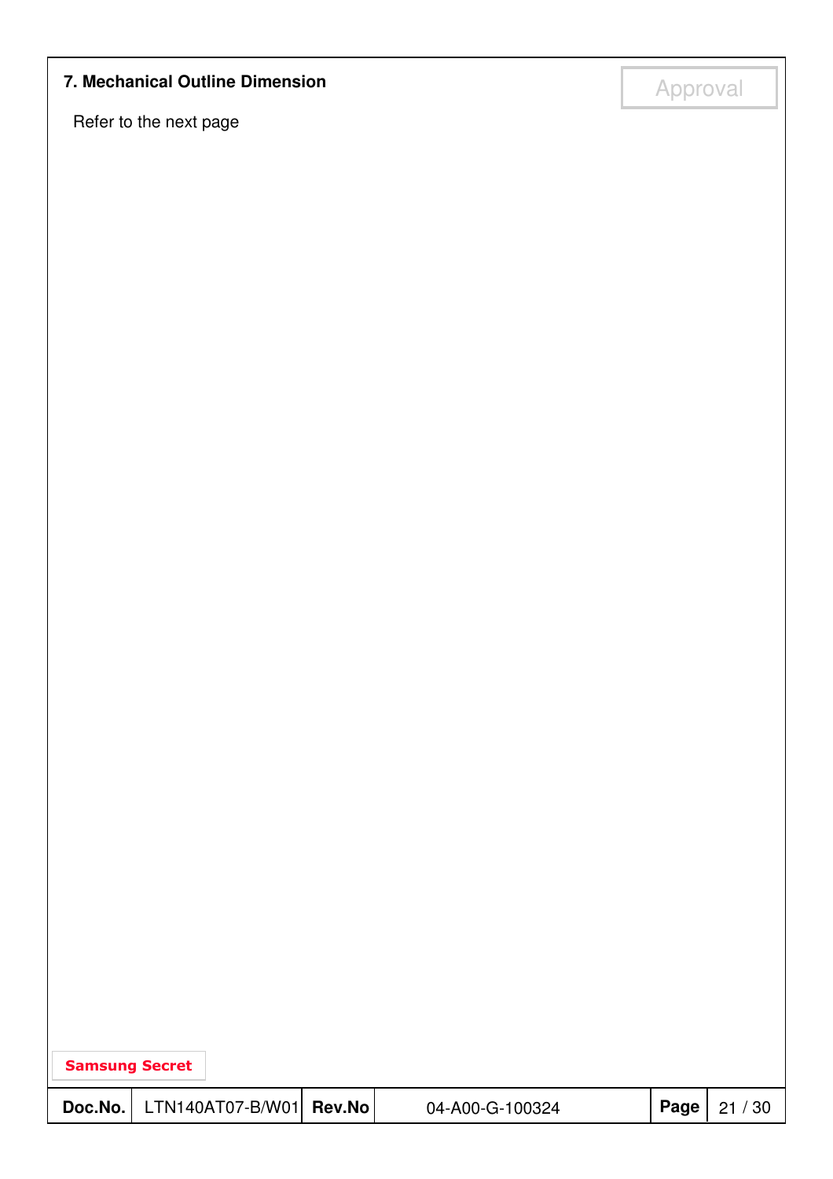## 7. Mechanical Outline Dimension

Refer to the next page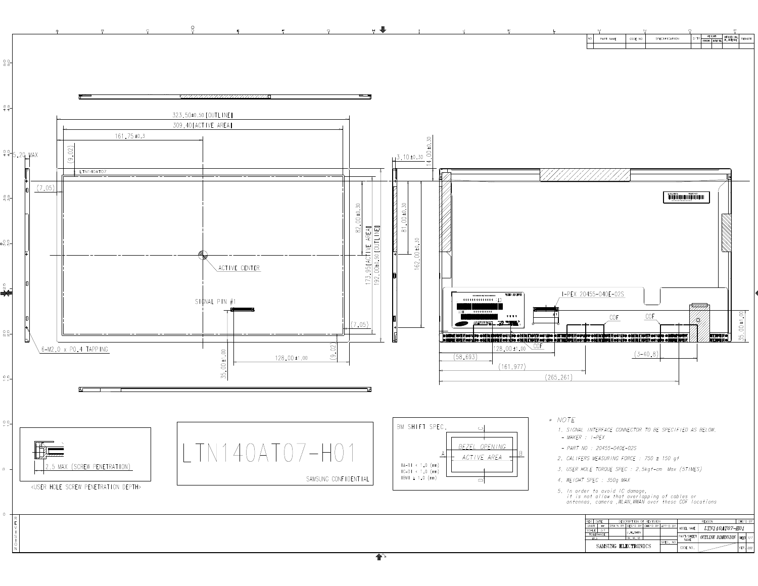LTN140AT07-H01

SAMSUNG CONFIDENTIAL

<USER HOLE SCREW PENETRATION DEPTH>

2.5 MAX (SCREW PENETRATION)

BM SHIFT SPEC.

|A-B| < 1.0 (mm)
|C-D| < 1.0 (mm)
|BM| ≥ 1.0 (mm)

\* NOTE

1. SIGNAL INTERFACE CONNECTOR TO BE SPECIFIED AS BELOW.
   - MAKER : I-PEX
   - PART NO : 20455-040E-02S
2. CALIFERS MEASURING FORCE : 750 ± 150 gf
3. USER HOLE TORQUE SPEC : 2.5kgf-cm Max (5TIMES)
4. WEIGHT SPEC : 350g MAX
5. In order to avoid IC damage, it is not allow that overlapping of cables or antennas, camera ,WLAN,WWAN over these COF locations

| MODEL NAME | LTN140AT07-H01 |
|---|---|
| PART/SHEET NAME | OUTLINE DIMENSION |

SAMSUNG ELECTRONICS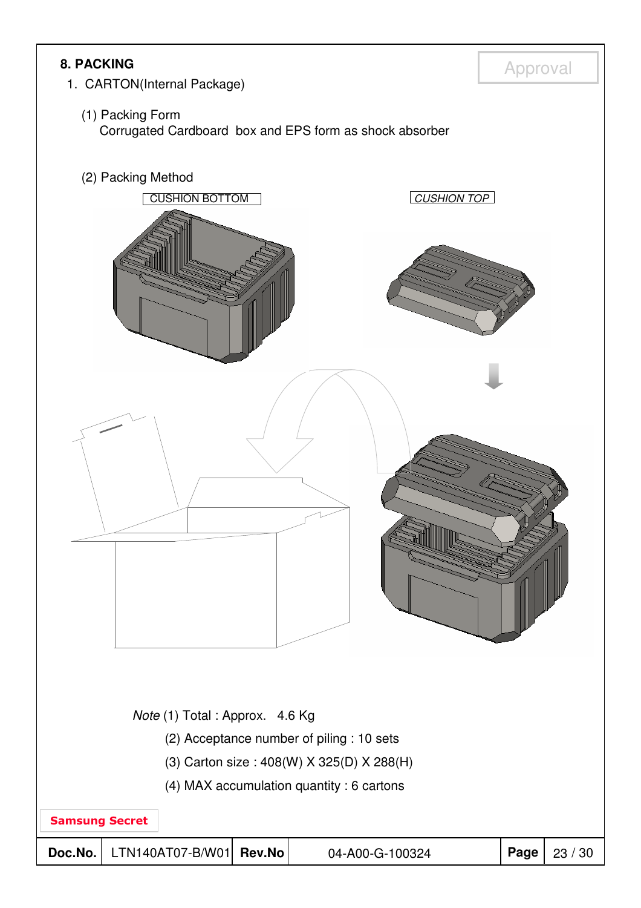## 8. PACKING

1. CARTON(Internal Package)

(1) Packing Form

Corrugated Cardboard box and EPS form as shock absorber

(2) Packing Method

CUSHION BOTTOM

*CUSHION TOP*

*Note* (1) Total : Approx. 4.6 Kg

(2) Acceptance number of piling : 10 sets

(3) Carton size : 408(W) X 325(D) X 288(H)

(4) MAX accumulation quantity : 6 cartons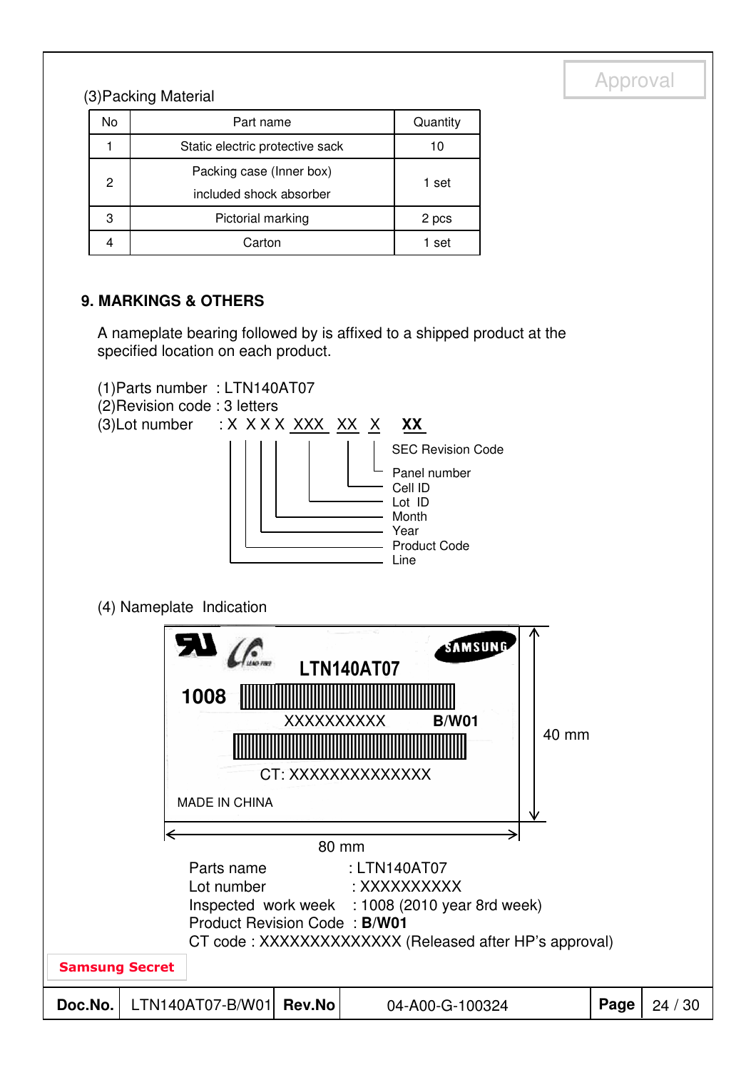(3)Packing Material

| No | Part name | Quantity |
|---|---|---|
| 1 | Static electric protective sack | 10 |
| 2 | Packing case (Inner box) included shock absorber | 1 set |
| 3 | Pictorial marking | 2 pcs |
| 4 | Carton | 1 set |

## 9. MARKINGS & OTHERS

A nameplate bearing followed by is affixed to a shipped product at the specified location on each product.

(1)Parts number : LTN140AT07
(2)Revision code : 3 letters
(3)Lot number : X X X X XXX XX X **XX**

- SEC Revision Code
- Panel number
- Cell ID
- Lot ID
- Month
- Year
- Product Code
- Line

(4) Nameplate Indication

LTN140AT07
1008
XXXXXXXXXX B/W01
CT: XXXXXXXXXXXXXX
MADE IN CHINA

40 mm
80 mm

Parts name : LTN140AT07
Lot number : XXXXXXXXXX
Inspected work week : 1008 (2010 year 8rd week)
Product Revision Code : **B/W01**
CT code : XXXXXXXXXXXXXX (Released after HP's approval)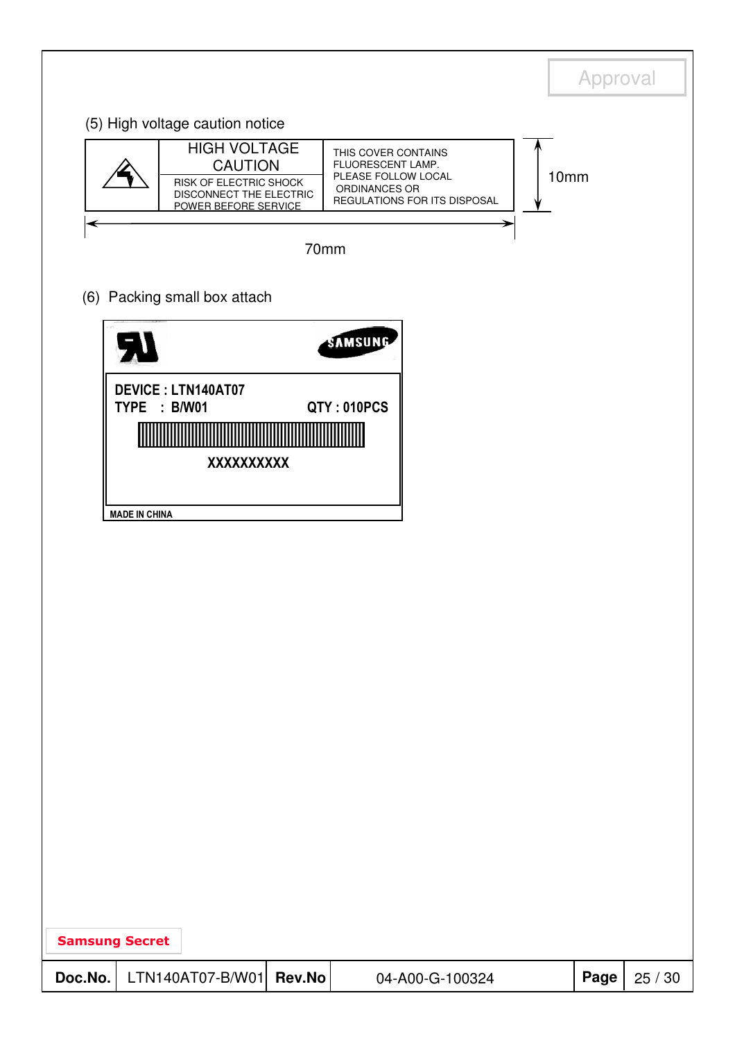Approval

(5) High voltage caution notice

| | HIGH VOLTAGE CAUTION<br>RISK OF ELECTRIC SHOCK DISCONNECT THE ELECTRIC POWER BEFORE SERVICE | THIS COVER CONTAINS FLUORESCENT LAMP. PLEASE FOLLOW LOCAL ORDINANCES OR REGULATIONS FOR ITS DISPOSAL |
|---|---|---|

10mm

70mm

(6) Packing small box attach

SAMSUNG

DEVICE : LTN140AT07
TYPE : B/W01 QTY : 010PCS

XXXXXXXXXX

MADE IN CHINA

Samsung Secret

| Doc.No. | LTN140AT07-B/W01 | Rev.No | 04-A00-G-100324 | Page | 25 / 30 |
|---|---|---|---|---|---|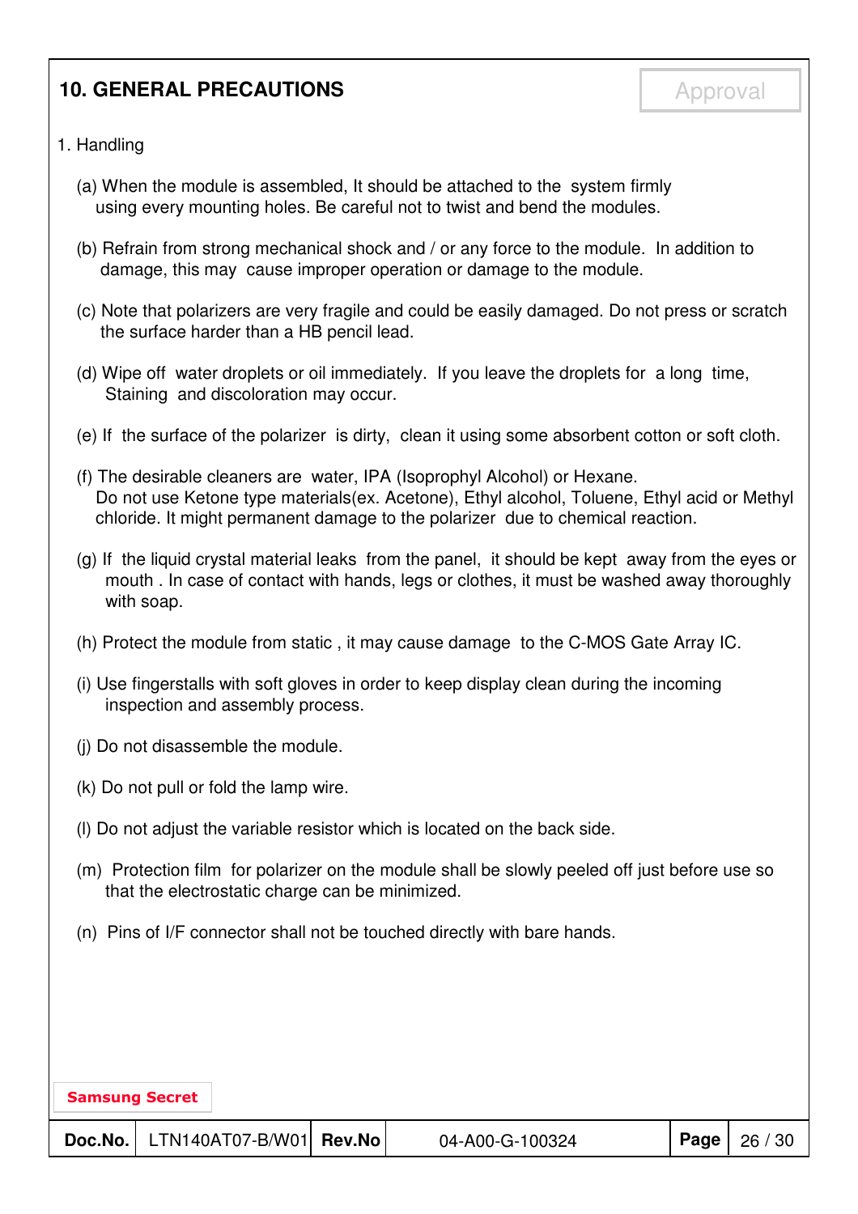## 10. GENERAL PRECAUTIONS

1. Handling

(a) When the module is assembled, It should be attached to the system firmly using every mounting holes. Be careful not to twist and bend the modules.

(b) Refrain from strong mechanical shock and / or any force to the module. In addition to damage, this may cause improper operation or damage to the module.

(c) Note that polarizers are very fragile and could be easily damaged. Do not press or scratch the surface harder than a HB pencil lead.

(d) Wipe off water droplets or oil immediately. If you leave the droplets for a long time, Staining and discoloration may occur.

(e) If the surface of the polarizer is dirty, clean it using some absorbent cotton or soft cloth.

(f) The desirable cleaners are water, IPA (Isophrophyl Alcohol) or Hexane. Do not use Ketone type materials(ex. Acetone), Ethyl alcohol, Toluene, Ethyl acid or Methyl chloride. It might permanent damage to the polarizer due to chemical reaction.

(g) If the liquid crystal material leaks from the panel, it should be kept away from the eyes or mouth . In case of contact with hands, legs or clothes, it must be washed away thoroughly with soap.

(h) Protect the module from static , it may cause damage to the C-MOS Gate Array IC.

(i) Use fingerstalls with soft gloves in order to keep display clean during the incoming inspection and assembly process.

(j) Do not disassemble the module.

(k) Do not pull or fold the lamp wire.

(l) Do not adjust the variable resistor which is located on the back side.

(m) Protection film for polarizer on the module shall be slowly peeled off just before use so that the electrostatic charge can be minimized.

(n) Pins of I/F connector shall not be touched directly with bare hands.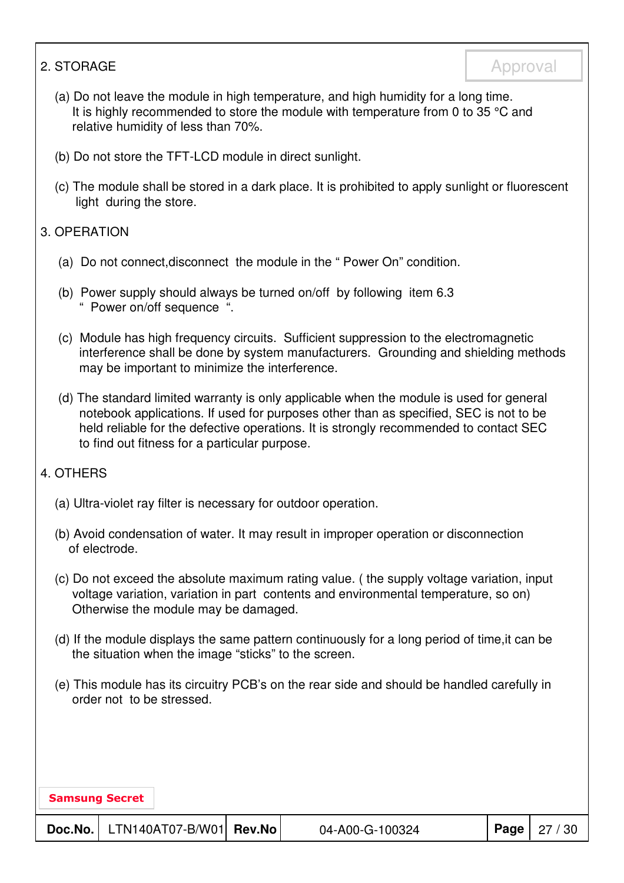## 2. STORAGE

(a) Do not leave the module in high temperature, and high humidity for a long time.
It is highly recommended to store the module with temperature from 0 to 35 °C and relative humidity of less than 70%.

(b) Do not store the TFT-LCD module in direct sunlight.

(c) The module shall be stored in a dark place. It is prohibited to apply sunlight or fluorescent light during the store.

## 3. OPERATION

(a) Do not connect,disconnect the module in the " Power On" condition.

(b) Power supply should always be turned on/off by following item 6.3 " Power on/off sequence ".

(c) Module has high frequency circuits. Sufficient suppression to the electromagnetic interference shall be done by system manufacturers. Grounding and shielding methods may be important to minimize the interference.

(d) The standard limited warranty is only applicable when the module is used for general notebook applications. If used for purposes other than as specified, SEC is not to be held reliable for the defective operations. It is strongly recommended to contact SEC to find out fitness for a particular purpose.

## 4. OTHERS

(a) Ultra-violet ray filter is necessary for outdoor operation.

(b) Avoid condensation of water. It may result in improper operation or disconnection of electrode.

(c) Do not exceed the absolute maximum rating value. ( the supply voltage variation, input voltage variation, variation in part contents and environmental temperature, so on) Otherwise the module may be damaged.

(d) If the module displays the same pattern continuously for a long period of time,it can be the situation when the image "sticks" to the screen.

(e) This module has its circuitry PCB's on the rear side and should be handled carefully in order not to be stressed.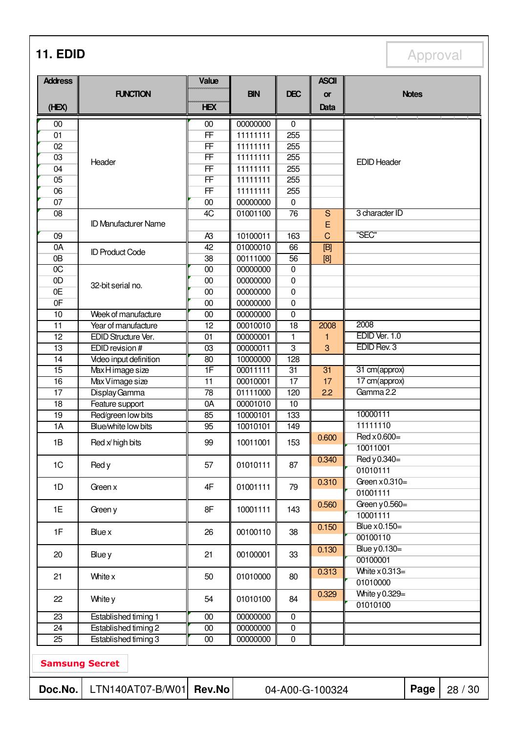# 11. EDID

Approval

| Address (HEX) | FUNCTION | Value HEX | BIN | DEC | ASCII or Data | Notes |
|---|---|---|---|---|---|---|
| 00 | Header | 00 | 00000000 | 0 | | EDID Header |
| 01 | | FF | 11111111 | 255 | | |
| 02 | | FF | 11111111 | 255 | | |
| 03 | | FF | 11111111 | 255 | | |
| 04 | | FF | 11111111 | 255 | | |
| 05 | | FF | 11111111 | 255 | | |
| 06 | | FF | 11111111 | 255 | | |
| 07 | | 00 | 00000000 | 0 | | |
| 08 | ID Manufacturer Name | 4C | 01001100 | 76 | S | 3 character ID |
| | | | | | E | |
| 09 | | A3 | 10100011 | 163 | C | "SEC" |
| 0A | ID Product Code | 42 | 01000010 | 66 | [B] | |
| 0B | | 38 | 00111000 | 56 | [8] | |
| 0C | 32-bit serial no. | 00 | 00000000 | 0 | | |
| 0D | | 00 | 00000000 | 0 | | |
| 0E | | 00 | 00000000 | 0 | | |
| 0F | | 00 | 00000000 | 0 | | |
| 10 | Week of manufacture | 00 | 00000000 | 0 | | |
| 11 | Year of manufacture | 12 | 00010010 | 18 | 2008 | 2008 |
| 12 | EDID Structure Ver. | 01 | 00000001 | 1 | 1 | EDID Ver. 1.0 |
| 13 | EDID revision # | 03 | 00000011 | 3 | 3 | EDID Rev. 3 |
| 14 | Video input definition | 80 | 10000000 | 128 | | |
| 15 | Max H image size | 1F | 00011111 | 31 | 31 | 31 cm(approx) |
| 16 | Max V image size | 11 | 00010001 | 17 | 17 | 17 cm(approx) |
| 17 | Display Gamma | 78 | 01111000 | 120 | 2.2 | Gamma 2.2 |
| 18 | Feature support | 0A | 00001010 | 10 | | |
| 19 | Red/green low bits | 85 | 10000101 | 133 | | 10000111 |
| 1A | Blue/white low bits | 95 | 10010101 | 149 | | 11111110 |
| 1B | Red x/ high bits | 99 | 10011001 | 153 | 0.600 | Red x 0.600= 10011001 |
| 1C | Red y | 57 | 01010111 | 87 | 0.340 | Red y 0.340= 01010111 |
| 1D | Green x | 4F | 01001111 | 79 | 0.310 | Green x 0.310= 01001111 |
| 1E | Green y | 8F | 10001111 | 143 | 0.560 | Green y 0.560= 10001111 |
| 1F | Blue x | 26 | 00100110 | 38 | 0.150 | Blue x 0.150= 00100110 |
| 20 | Blue y | 21 | 00100001 | 33 | 0.130 | Blue y 0.130= 00100001 |
| 21 | White x | 50 | 01010000 | 80 | 0.313 | White x 0.313= 01010000 |
| 22 | White y | 54 | 01010100 | 84 | 0.329 | White y 0.329= 01010100 |
| 23 | Established timing 1 | 00 | 00000000 | 0 | | |
| 24 | Established timing 2 | 00 | 00000000 | 0 | | |
| 25 | Established timing 3 | 00 | 00000000 | 0 | | |

Samsung Secret

| Doc.No. | LTN140AT07-B/W01 | Rev.No | 04-A00-G-100324 | Page | 28 / 30 |
|---|---|---|---|---|---|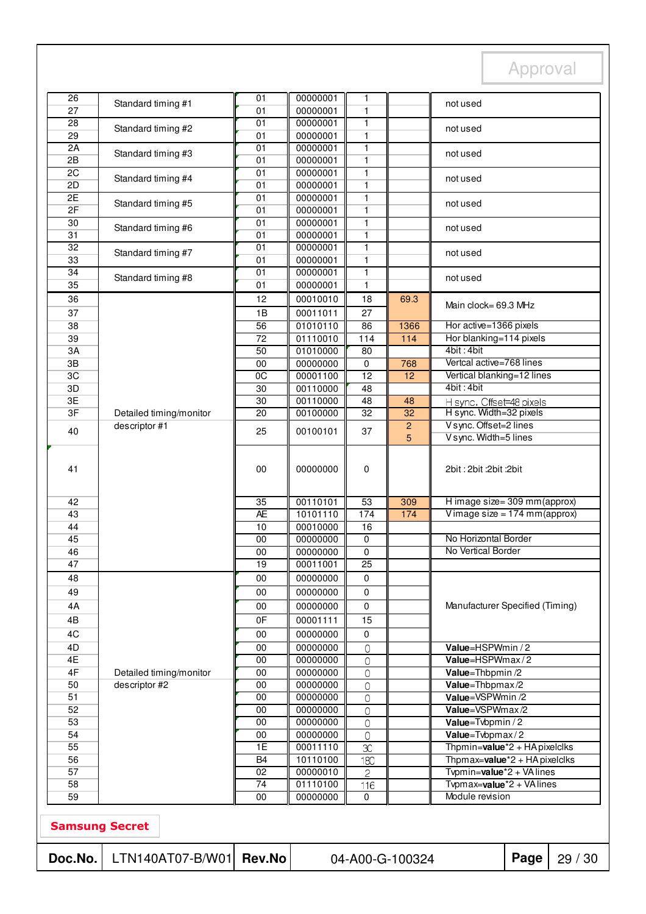| | | | | | | |
|---|---|---|---|---|---|---|
| 26 | Standard timing #1 | 01 | 00000001 | 1 | | not used |
| 27 | | 01 | 00000001 | 1 | | |
| 28 | Standard timing #2 | 01 | 00000001 | 1 | | not used |
| 29 | | 01 | 00000001 | 1 | | |
| 2A | Standard timing #3 | 01 | 00000001 | 1 | | not used |
| 2B | | 01 | 00000001 | 1 | | |
| 2C | Standard timing #4 | 01 | 00000001 | 1 | | not used |
| 2D | | 01 | 00000001 | 1 | | |
| 2E | Standard timing #5 | 01 | 00000001 | 1 | | not used |
| 2F | | 01 | 00000001 | 1 | | |
| 30 | Standard timing #6 | 01 | 00000001 | 1 | | not used |
| 31 | | 01 | 00000001 | 1 | | |
| 32 | Standard timing #7 | 01 | 00000001 | 1 | | not used |
| 33 | | 01 | 00000001 | 1 | | |
| 34 | Standard timing #8 | 01 | 00000001 | 1 | | not used |
| 35 | | 01 | 00000001 | 1 | | |
| 36 | Detailed timing/monitor descriptor #1 | 12 | 00010010 | 18 | 69.3 | Main clock= 69.3 MHz |
| 37 | | 1B | 00011011 | 27 | | |
| 38 | | 56 | 01010110 | 86 | 1366 | Hor active=1366 pixels |
| 39 | | 72 | 01110010 | 114 | 114 | Hor blanking=114 pixels |
| 3A | | 50 | 01010000 | 80 | | 4bit : 4bit |
| 3B | | 00 | 00000000 | 0 | 768 | Vertcal active=768 lines |
| 3C | | 0C | 00001100 | 12 | 12 | Vertical blanking=12 lines |
| 3D | | 30 | 00110000 | 48 | | 4bit : 4bit |
| 3E | | 30 | 00110000 | 48 | 48 | H sync. Offset=48 pixels |
| 3F | | 20 | 00100000 | 32 | 32 | H sync. Width=32 pixels |
| 40 | | 25 | 00100101 | 37 | 2<br>5 | V sync. Offset=2 lines<br>V sync. Width=5 lines |
| 41 | | 00 | 00000000 | 0 | | 2bit : 2bit :2bit :2bit |
| 42 | | 35 | 00110101 | 53 | 309 | H image size= 309 mm(approx) |
| 43 | | AE | 10101110 | 174 | 174 | V image size = 174 mm(approx) |
| 44 | | 10 | 00010000 | 16 | | |
| 45 | | 00 | 00000000 | 0 | | No Horizontal Border |
| 46 | | 00 | 00000000 | 0 | | No Vertical Border |
| 47 | | 19 | 00011001 | 25 | | |
| 48 | Detailed timing/monitor descriptor #2 | 00 | 00000000 | 0 | | Manufacturer Specified (Timing) |
| 49 | | 00 | 00000000 | 0 | | |
| 4A | | 00 | 00000000 | 0 | | |
| 4B | | 0F | 00001111 | 15 | | |
| 4C | | 00 | 00000000 | 0 | | |
| 4D | | 00 | 00000000 | 0 | | **Value**=HSPWmin / 2 |
| 4E | | 00 | 00000000 | 0 | | **Value**=HSPWmax / 2 |
| 4F | | 00 | 00000000 | 0 | | **Value**=Thbpmin /2 |
| 50 | | 00 | 00000000 | 0 | | **Value**=Thbpmax /2 |
| 51 | | 00 | 00000000 | 0 | | **Value**=VSPWmin /2 |
| 52 | | 00 | 00000000 | 0 | | **Value**=VSPWmax /2 |
| 53 | | 00 | 00000000 | 0 | | **Value**=Tvbpmin / 2 |
| 54 | | 00 | 00000000 | 0 | | **Value**=Tvbpmax / 2 |
| 55 | | 1E | 00011110 | 30 | | Thpmin=**value**\*2 + HA pixelclks |
| 56 | | B4 | 10110100 | 180 | | Thpmax=**value**\*2 + HA pixelclks |
| 57 | | 02 | 00000010 | 2 | | Tvpmin=**value**\*2 + VA lines |
| 58 | | 74 | 01110100 | 116 | | Tvpmax=**value**\*2 + VA lines |
| 59 | | 00 | 00000000 | 0 | | Module revision |

**Samsung Secret**

| **Doc.No.** | LTN140AT07-B/W01 | **Rev.No** | 04-A00-G-100324 |
|---|---|---|---|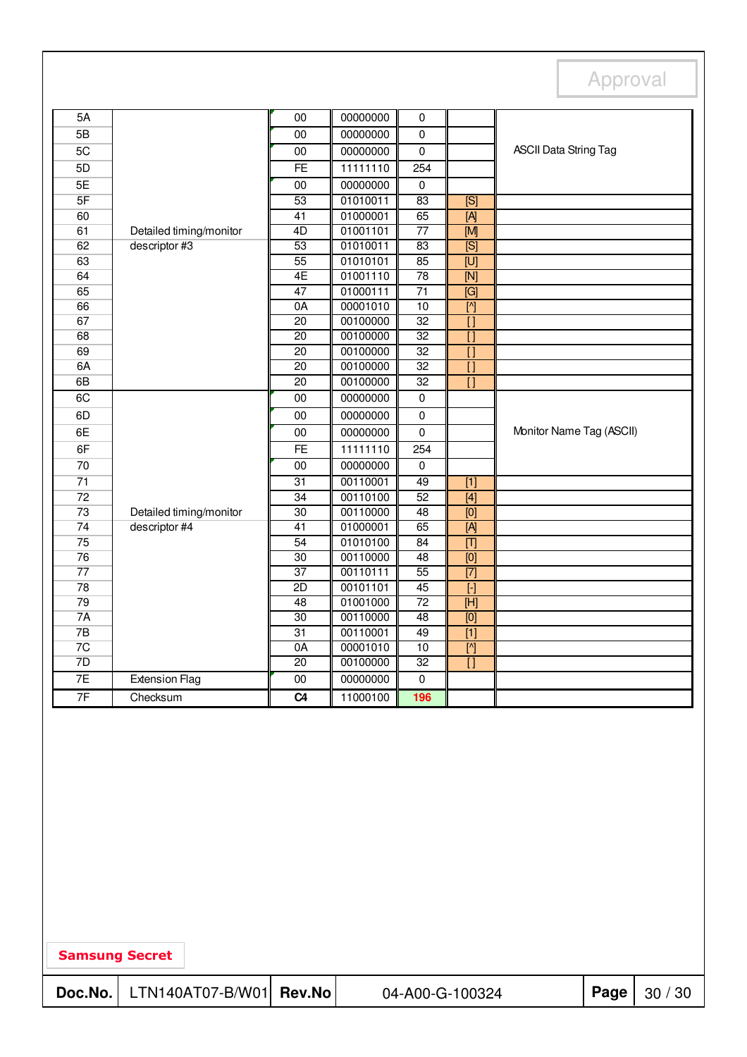| | | | | | | |
|---|---|---|---|---|---|---|
| 5A | Detailed timing/monitor descriptor #3 | 00 | 00000000 | 0 | | ASCII Data String Tag |
| 5B | | 00 | 00000000 | 0 | | |
| 5C | | 00 | 00000000 | 0 | | |
| 5D | | FE | 11111110 | 254 | | |
| 5E | | 00 | 00000000 | 0 | | |
| 5F | | 53 | 01010011 | 83 | [S] | |
| 60 | | 41 | 01000001 | 65 | [A] | |
| 61 | | 4D | 01001101 | 77 | [M] | |
| 62 | | 53 | 01010011 | 83 | [S] | |
| 63 | | 55 | 01010101 | 85 | [U] | |
| 64 | | 4E | 01001110 | 78 | [N] | |
| 65 | | 47 | 01000111 | 71 | [G] | |
| 66 | | 0A | 00001010 | 10 | [^] | |
| 67 | | 20 | 00100000 | 32 | [ ] | |
| 68 | | 20 | 00100000 | 32 | [ ] | |
| 69 | | 20 | 00100000 | 32 | [ ] | |
| 6A | | 20 | 00100000 | 32 | [ ] | |
| 6B | | 20 | 00100000 | 32 | [ ] | |
| 6C | Detailed timing/monitor descriptor #4 | 00 | 00000000 | 0 | | Monitor Name Tag (ASCII) |
| 6D | | 00 | 00000000 | 0 | | |
| 6E | | 00 | 00000000 | 0 | | |
| 6F | | FE | 11111110 | 254 | | |
| 70 | | 00 | 00000000 | 0 | | |
| 71 | | 31 | 00110001 | 49 | [1] | |
| 72 | | 34 | 00110100 | 52 | [4] | |
| 73 | | 30 | 00110000 | 48 | [0] | |
| 74 | | 41 | 01000001 | 65 | [A] | |
| 75 | | 54 | 01010100 | 84 | [T] | |
| 76 | | 30 | 00110000 | 48 | [0] | |
| 77 | | 37 | 00110111 | 55 | [7] | |
| 78 | | 2D | 00101101 | 45 | [-] | |
| 79 | | 48 | 01001000 | 72 | [H] | |
| 7A | | 30 | 00110000 | 48 | [0] | |
| 7B | | 31 | 00110001 | 49 | [1] | |
| 7C | | 0A | 00001010 | 10 | [^] | |
| 7D | | 20 | 00100000 | 32 | [ ] | |
| 7E | Extension Flag | 00 | 00000000 | 0 | | |
| 7F | Checksum | C4 | 11000100 | 196 | | |

Samsung Secret

| Doc.No. | LTN140AT07-B/W01 | Rev.No | 04-A00-G-100324 | Page | 30 / 30 |
|---|---|---|---|---|---|